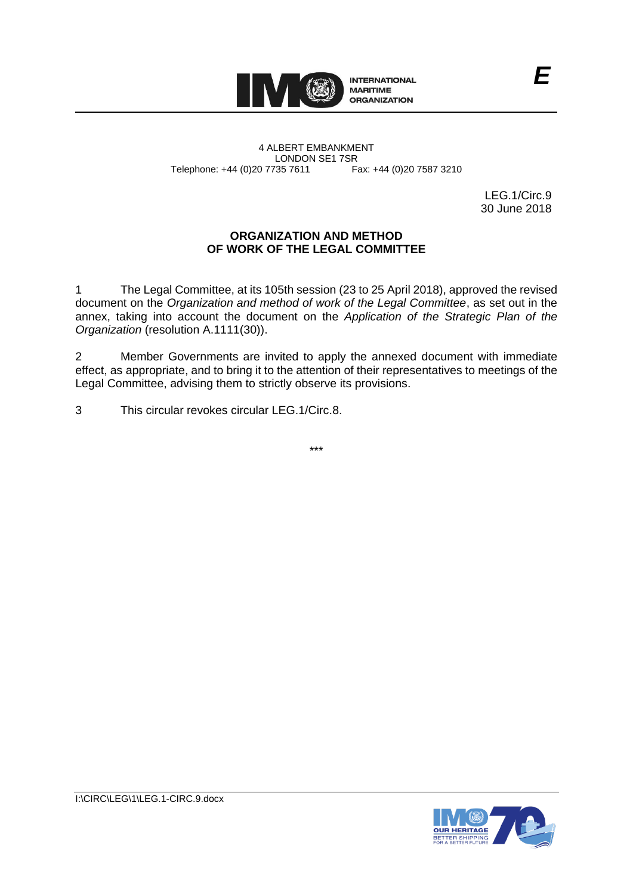INTERNATIONAL MARITIME ORGANIZATION

E

4 ALBERT EMBANKMENT
LONDON SE1 7SR
Telephone: +44 (0)20 7735 7611 Fax: +44 (0)20 7587 3210

LEG.1/Circ.9
30 June 2018

**ORGANIZATION AND METHOD OF WORK OF THE LEGAL COMMITTEE**

1 The Legal Committee, at its 105th session (23 to 25 April 2018), approved the revised document on the *Organization and method of work of the Legal Committee*, as set out in the annex, taking into account the document on the *Application of the Strategic Plan of the Organization* (resolution A.1111(30)).

2 Member Governments are invited to apply the annexed document with immediate effect, as appropriate, and to bring it to the attention of their representatives to meetings of the Legal Committee, advising them to strictly observe its provisions.

3 This circular revokes circular LEG.1/Circ.8.

\*\*\*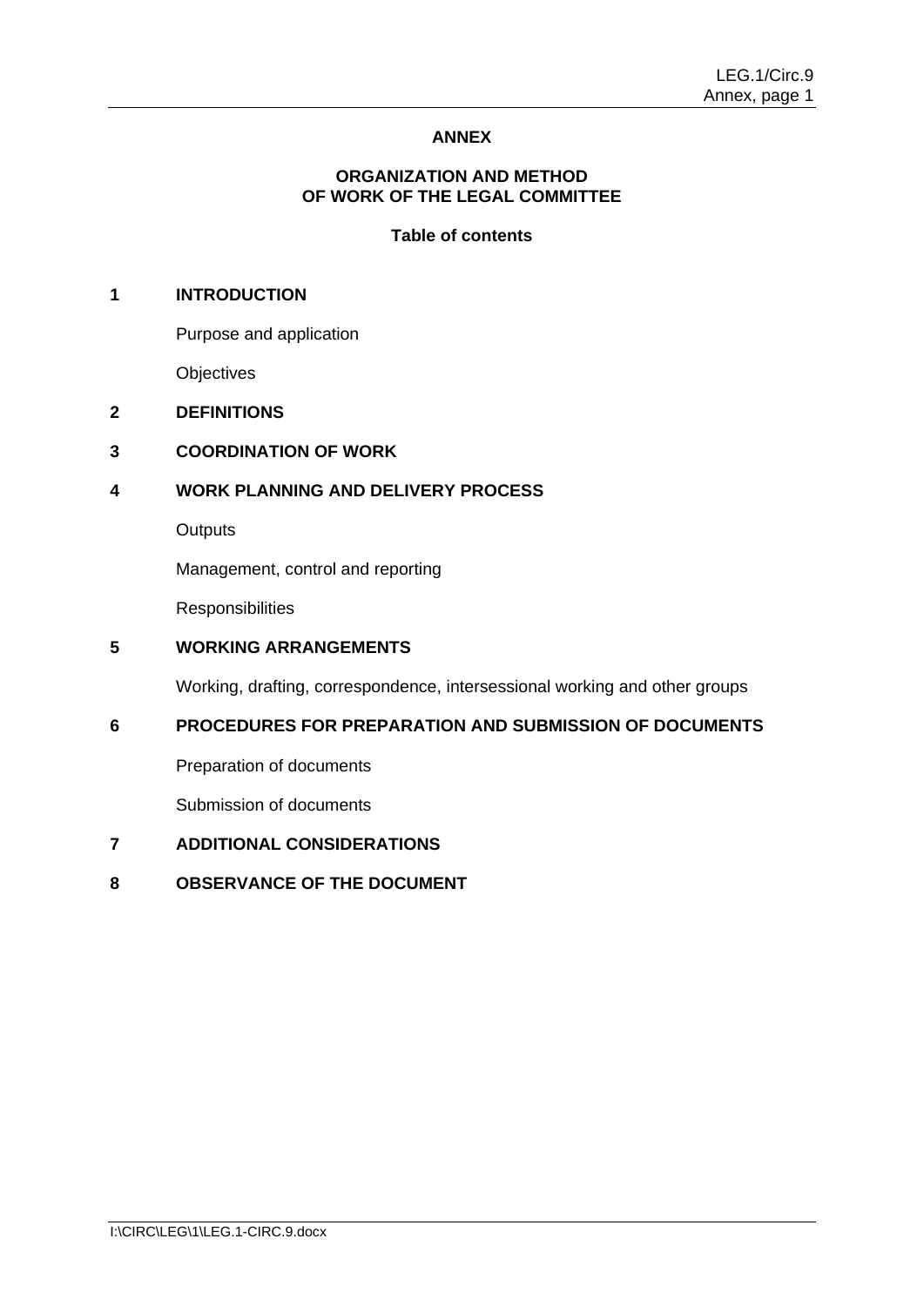# ANNEX

## ORGANIZATION AND METHOD OF WORK OF THE LEGAL COMMITTEE

### Table of contents

**1 INTRODUCTION**

Purpose and application

Objectives

**2 DEFINITIONS**

**3 COORDINATION OF WORK**

**4 WORK PLANNING AND DELIVERY PROCESS**

Outputs

Management, control and reporting

Responsibilities

**5 WORKING ARRANGEMENTS**

Working, drafting, correspondence, intersessional working and other groups

**6 PROCEDURES FOR PREPARATION AND SUBMISSION OF DOCUMENTS**

Preparation of documents

Submission of documents

**7 ADDITIONAL CONSIDERATIONS**

**8 OBSERVANCE OF THE DOCUMENT**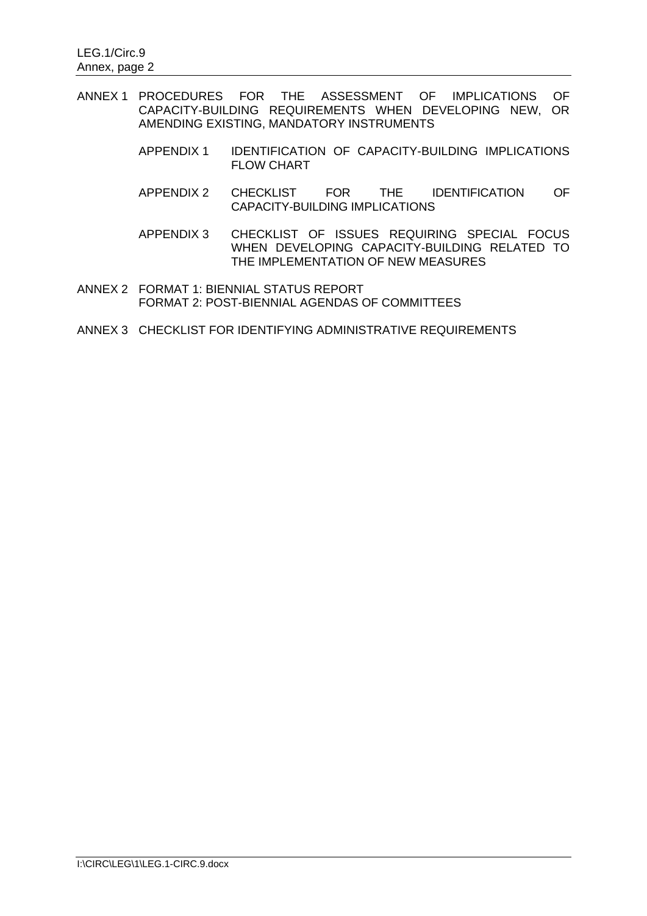ANNEX 1 PROCEDURES FOR THE ASSESSMENT OF IMPLICATIONS OF CAPACITY-BUILDING REQUIREMENTS WHEN DEVELOPING NEW, OR AMENDING EXISTING, MANDATORY INSTRUMENTS

- APPENDIX 1 IDENTIFICATION OF CAPACITY-BUILDING IMPLICATIONS FLOW CHART

- APPENDIX 2 CHECKLIST FOR THE IDENTIFICATION OF CAPACITY-BUILDING IMPLICATIONS

- APPENDIX 3 CHECKLIST OF ISSUES REQUIRING SPECIAL FOCUS WHEN DEVELOPING CAPACITY-BUILDING RELATED TO THE IMPLEMENTATION OF NEW MEASURES

ANNEX 2 FORMAT 1: BIENNIAL STATUS REPORT
FORMAT 2: POST-BIENNIAL AGENDAS OF COMMITTEES

ANNEX 3 CHECKLIST FOR IDENTIFYING ADMINISTRATIVE REQUIREMENTS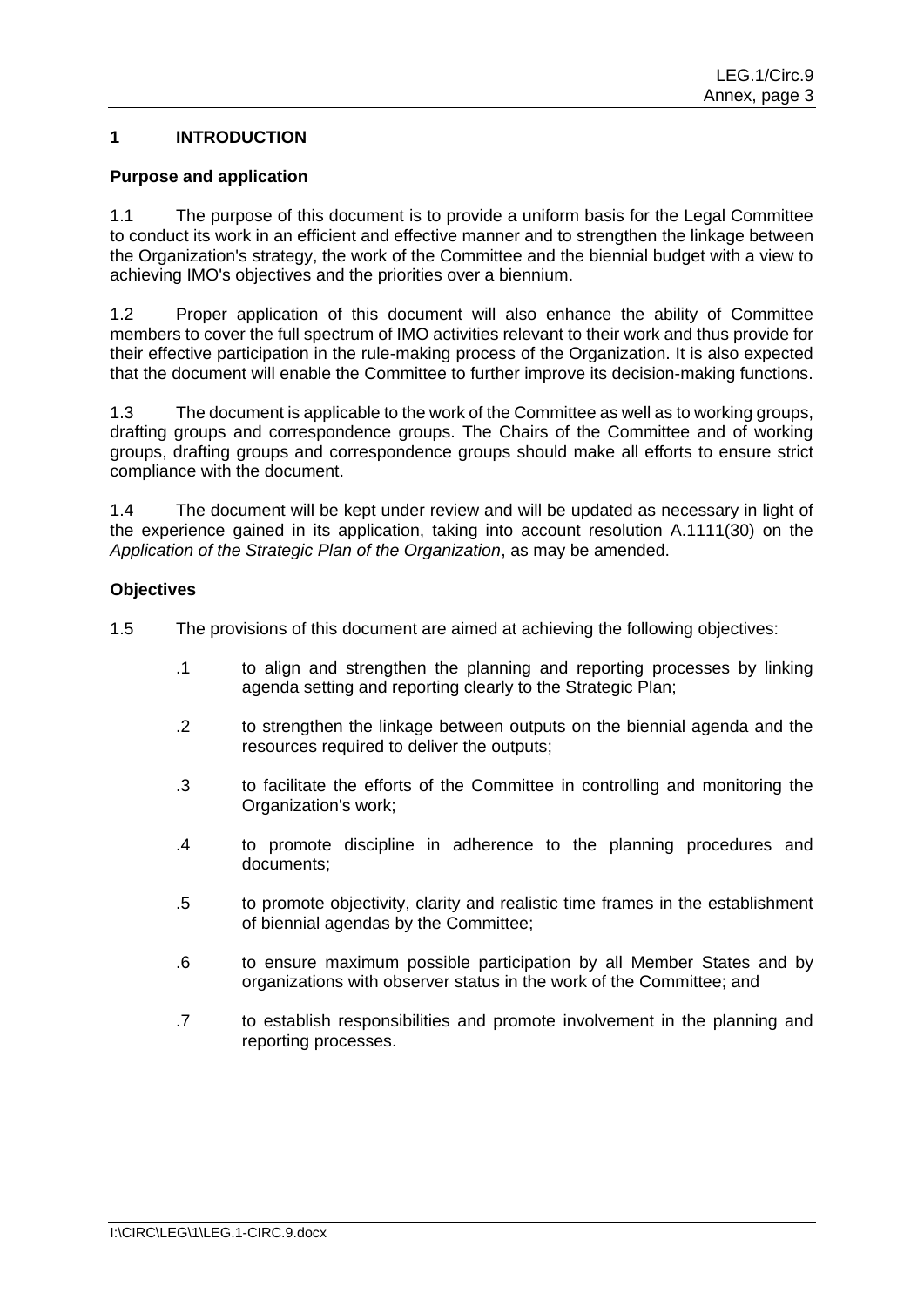## 1 INTRODUCTION

### Purpose and application

1.1 The purpose of this document is to provide a uniform basis for the Legal Committee to conduct its work in an efficient and effective manner and to strengthen the linkage between the Organization's strategy, the work of the Committee and the biennial budget with a view to achieving IMO's objectives and the priorities over a biennium.

1.2 Proper application of this document will also enhance the ability of Committee members to cover the full spectrum of IMO activities relevant to their work and thus provide for their effective participation in the rule-making process of the Organization. It is also expected that the document will enable the Committee to further improve its decision-making functions.

1.3 The document is applicable to the work of the Committee as well as to working groups, drafting groups and correspondence groups. The Chairs of the Committee and of working groups, drafting groups and correspondence groups should make all efforts to ensure strict compliance with the document.

1.4 The document will be kept under review and will be updated as necessary in light of the experience gained in its application, taking into account resolution A.1111(30) on the *Application of the Strategic Plan of the Organization*, as may be amended.

### Objectives

1.5 The provisions of this document are aimed at achieving the following objectives:

- .1 to align and strengthen the planning and reporting processes by linking agenda setting and reporting clearly to the Strategic Plan;
- .2 to strengthen the linkage between outputs on the biennial agenda and the resources required to deliver the outputs;
- .3 to facilitate the efforts of the Committee in controlling and monitoring the Organization's work;
- .4 to promote discipline in adherence to the planning procedures and documents;
- .5 to promote objectivity, clarity and realistic time frames in the establishment of biennial agendas by the Committee;
- .6 to ensure maximum possible participation by all Member States and by organizations with observer status in the work of the Committee; and
- .7 to establish responsibilities and promote involvement in the planning and reporting processes.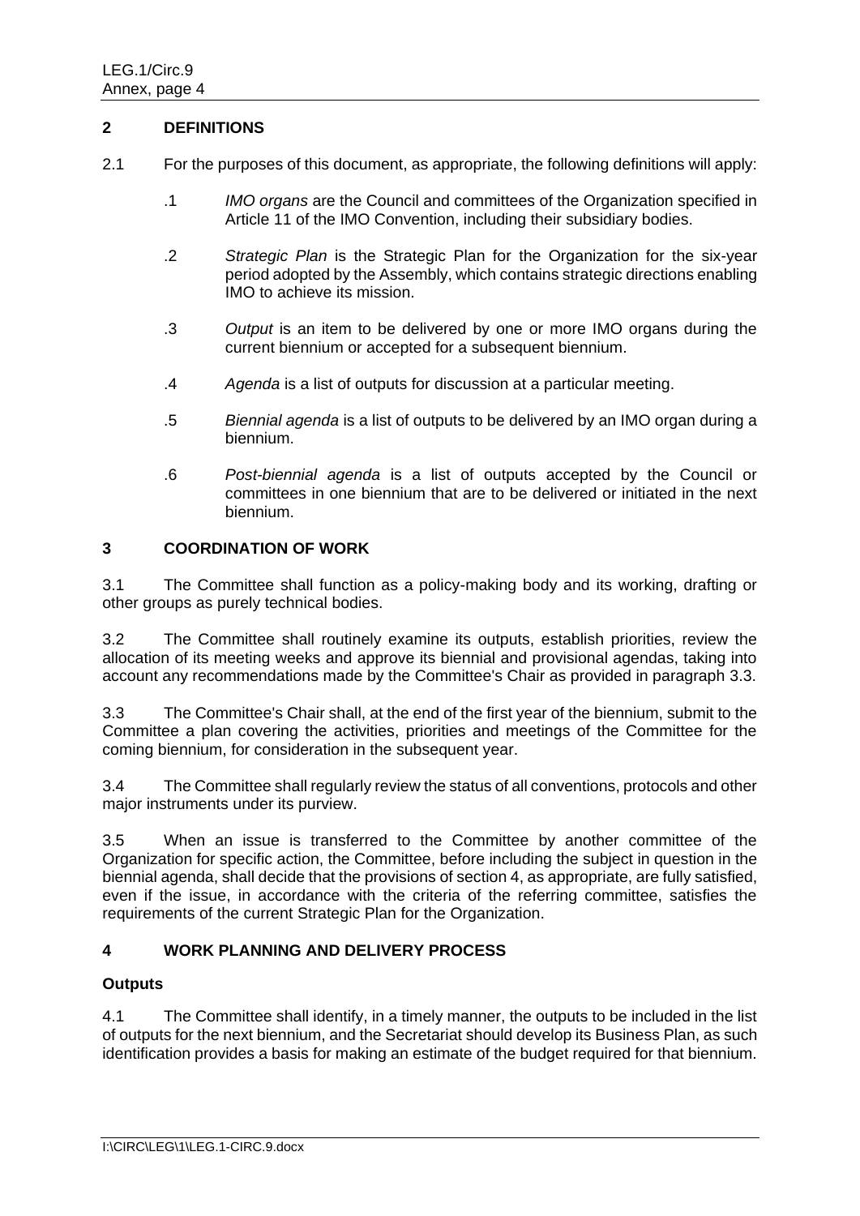## 2 DEFINITIONS

2.1 For the purposes of this document, as appropriate, the following definitions will apply:

.1 *IMO organs* are the Council and committees of the Organization specified in Article 11 of the IMO Convention, including their subsidiary bodies.

.2 *Strategic Plan* is the Strategic Plan for the Organization for the six-year period adopted by the Assembly, which contains strategic directions enabling IMO to achieve its mission.

.3 *Output* is an item to be delivered by one or more IMO organs during the current biennium or accepted for a subsequent biennium.

.4 *Agenda* is a list of outputs for discussion at a particular meeting.

.5 *Biennial agenda* is a list of outputs to be delivered by an IMO organ during a biennium.

.6 *Post-biennial agenda* is a list of outputs accepted by the Council or committees in one biennium that are to be delivered or initiated in the next biennium.

## 3 COORDINATION OF WORK

3.1 The Committee shall function as a policy-making body and its working, drafting or other groups as purely technical bodies.

3.2 The Committee shall routinely examine its outputs, establish priorities, review the allocation of its meeting weeks and approve its biennial and provisional agendas, taking into account any recommendations made by the Committee's Chair as provided in paragraph 3.3.

3.3 The Committee's Chair shall, at the end of the first year of the biennium, submit to the Committee a plan covering the activities, priorities and meetings of the Committee for the coming biennium, for consideration in the subsequent year.

3.4 The Committee shall regularly review the status of all conventions, protocols and other major instruments under its purview.

3.5 When an issue is transferred to the Committee by another committee of the Organization for specific action, the Committee, before including the subject in question in the biennial agenda, shall decide that the provisions of section 4, as appropriate, are fully satisfied, even if the issue, in accordance with the criteria of the referring committee, satisfies the requirements of the current Strategic Plan for the Organization.

## 4 WORK PLANNING AND DELIVERY PROCESS

### Outputs

4.1 The Committee shall identify, in a timely manner, the outputs to be included in the list of outputs for the next biennium, and the Secretariat should develop its Business Plan, as such identification provides a basis for making an estimate of the budget required for that biennium.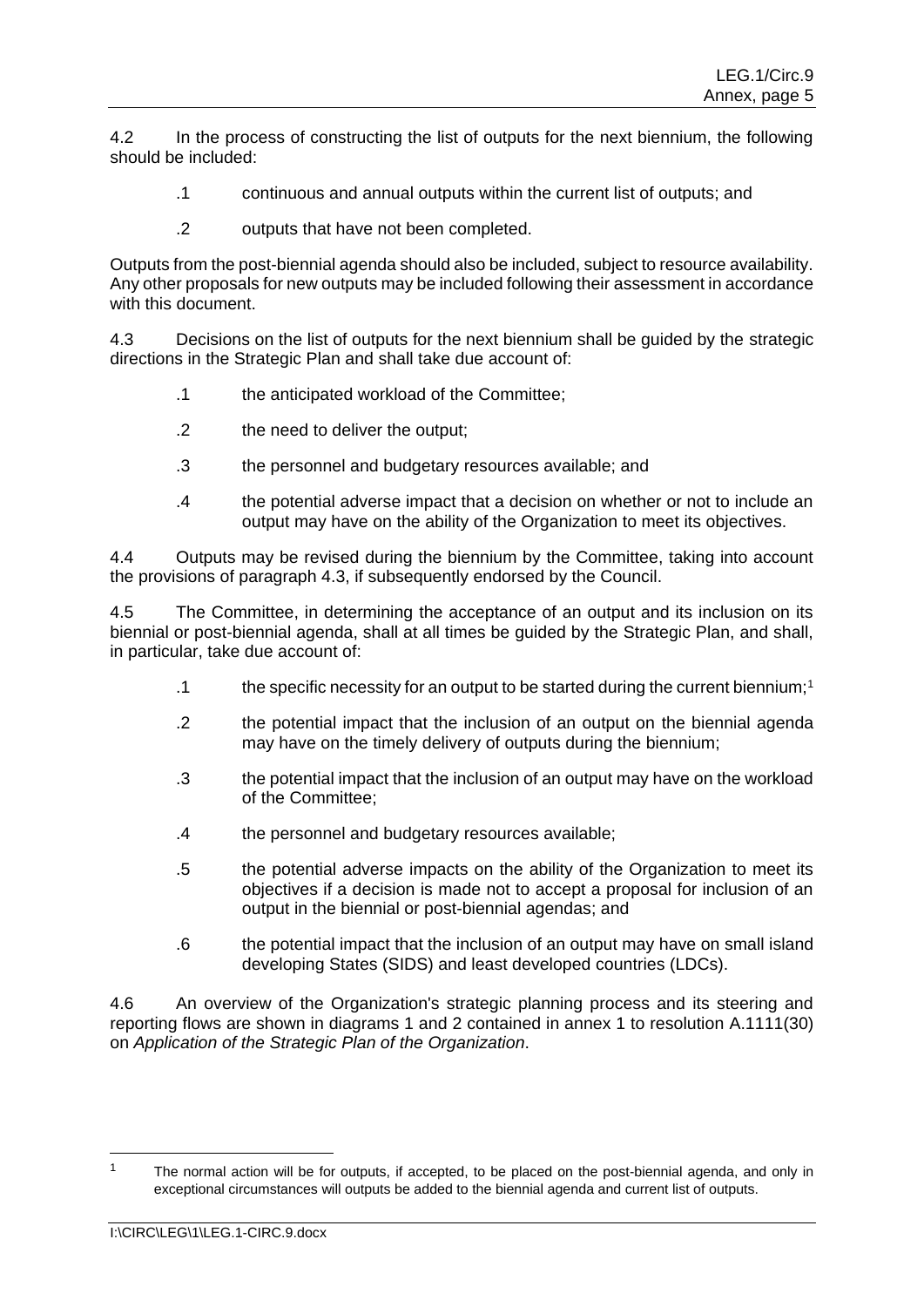4.2 In the process of constructing the list of outputs for the next biennium, the following should be included:

.1 continuous and annual outputs within the current list of outputs; and

.2 outputs that have not been completed.

Outputs from the post-biennial agenda should also be included, subject to resource availability. Any other proposals for new outputs may be included following their assessment in accordance with this document.

4.3 Decisions on the list of outputs for the next biennium shall be guided by the strategic directions in the Strategic Plan and shall take due account of:

.1 the anticipated workload of the Committee;

.2 the need to deliver the output;

.3 the personnel and budgetary resources available; and

.4 the potential adverse impact that a decision on whether or not to include an output may have on the ability of the Organization to meet its objectives.

4.4 Outputs may be revised during the biennium by the Committee, taking into account the provisions of paragraph 4.3, if subsequently endorsed by the Council.

4.5 The Committee, in determining the acceptance of an output and its inclusion on its biennial or post-biennial agenda, shall at all times be guided by the Strategic Plan, and shall, in particular, take due account of:

.1 the specific necessity for an output to be started during the current biennium;[1]

.2 the potential impact that the inclusion of an output on the biennial agenda may have on the timely delivery of outputs during the biennium;

.3 the potential impact that the inclusion of an output may have on the workload of the Committee;

.4 the personnel and budgetary resources available;

.5 the potential adverse impacts on the ability of the Organization to meet its objectives if a decision is made not to accept a proposal for inclusion of an output in the biennial or post-biennial agendas; and

.6 the potential impact that the inclusion of an output may have on small island developing States (SIDS) and least developed countries (LDCs).

4.6 An overview of the Organization's strategic planning process and its steering and reporting flows are shown in diagrams 1 and 2 contained in annex 1 to resolution A.1111(30) on *Application of the Strategic Plan of the Organization*.

---

[1] The normal action will be for outputs, if accepted, to be placed on the post-biennial agenda, and only in exceptional circumstances will outputs be added to the biennial agenda and current list of outputs.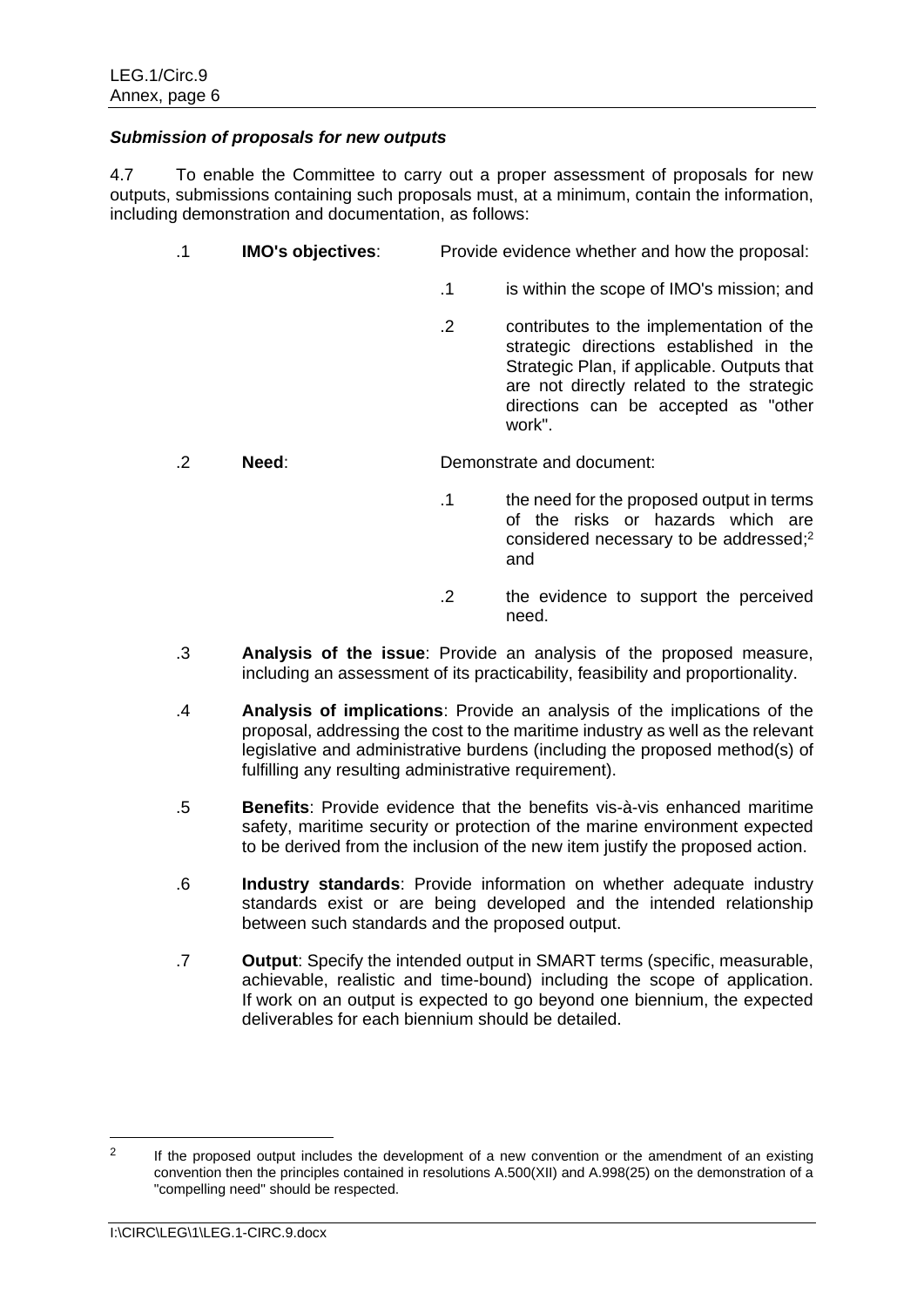***Submission of proposals for new outputs***

4.7 To enable the Committee to carry out a proper assessment of proposals for new outputs, submissions containing such proposals must, at a minimum, contain the information, including demonstration and documentation, as follows:

.1 **IMO's objectives**: Provide evidence whether and how the proposal:

.1 is within the scope of IMO's mission; and

.2 contributes to the implementation of the strategic directions established in the Strategic Plan, if applicable. Outputs that are not directly related to the strategic directions can be accepted as "other work".

.2 **Need**: Demonstrate and document:

.1 the need for the proposed output in terms of the risks or hazards which are considered necessary to be addressed;[2] and

.2 the evidence to support the perceived need.

.3 **Analysis of the issue**: Provide an analysis of the proposed measure, including an assessment of its practicability, feasibility and proportionality.

.4 **Analysis of implications**: Provide an analysis of the implications of the proposal, addressing the cost to the maritime industry as well as the relevant legislative and administrative burdens (including the proposed method(s) of fulfilling any resulting administrative requirement).

.5 **Benefits**: Provide evidence that the benefits vis-à-vis enhanced maritime safety, maritime security or protection of the marine environment expected to be derived from the inclusion of the new item justify the proposed action.

.6 **Industry standards**: Provide information on whether adequate industry standards exist or are being developed and the intended relationship between such standards and the proposed output.

.7 **Output**: Specify the intended output in SMART terms (specific, measurable, achievable, realistic and time-bound) including the scope of application. If work on an output is expected to go beyond one biennium, the expected deliverables for each biennium should be detailed.

---

[2] If the proposed output includes the development of a new convention or the amendment of an existing convention then the principles contained in resolutions A.500(XII) and A.998(25) on the demonstration of a "compelling need" should be respected.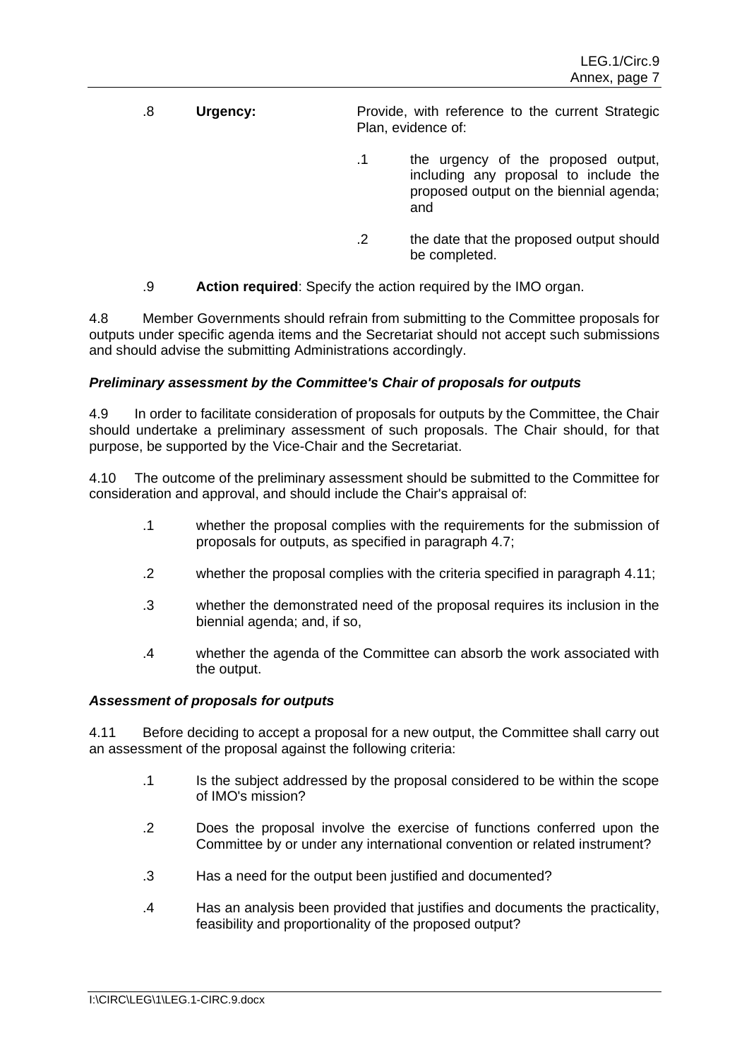.8 **Urgency:** Provide, with reference to the current Strategic Plan, evidence of:

 .1 the urgency of the proposed output, including any proposal to include the proposed output on the biennial agenda; and

 .2 the date that the proposed output should be completed.

.9 **Action required**: Specify the action required by the IMO organ.

4.8 Member Governments should refrain from submitting to the Committee proposals for outputs under specific agenda items and the Secretariat should not accept such submissions and should advise the submitting Administrations accordingly.

***Preliminary assessment by the Committee's Chair of proposals for outputs***

4.9 In order to facilitate consideration of proposals for outputs by the Committee, the Chair should undertake a preliminary assessment of such proposals. The Chair should, for that purpose, be supported by the Vice-Chair and the Secretariat.

4.10 The outcome of the preliminary assessment should be submitted to the Committee for consideration and approval, and should include the Chair's appraisal of:

.1 whether the proposal complies with the requirements for the submission of proposals for outputs, as specified in paragraph 4.7;

.2 whether the proposal complies with the criteria specified in paragraph 4.11;

.3 whether the demonstrated need of the proposal requires its inclusion in the biennial agenda; and, if so,

.4 whether the agenda of the Committee can absorb the work associated with the output.

***Assessment of proposals for outputs***

4.11 Before deciding to accept a proposal for a new output, the Committee shall carry out an assessment of the proposal against the following criteria:

.1 Is the subject addressed by the proposal considered to be within the scope of IMO's mission?

.2 Does the proposal involve the exercise of functions conferred upon the Committee by or under any international convention or related instrument?

.3 Has a need for the output been justified and documented?

.4 Has an analysis been provided that justifies and documents the practicality, feasibility and proportionality of the proposed output?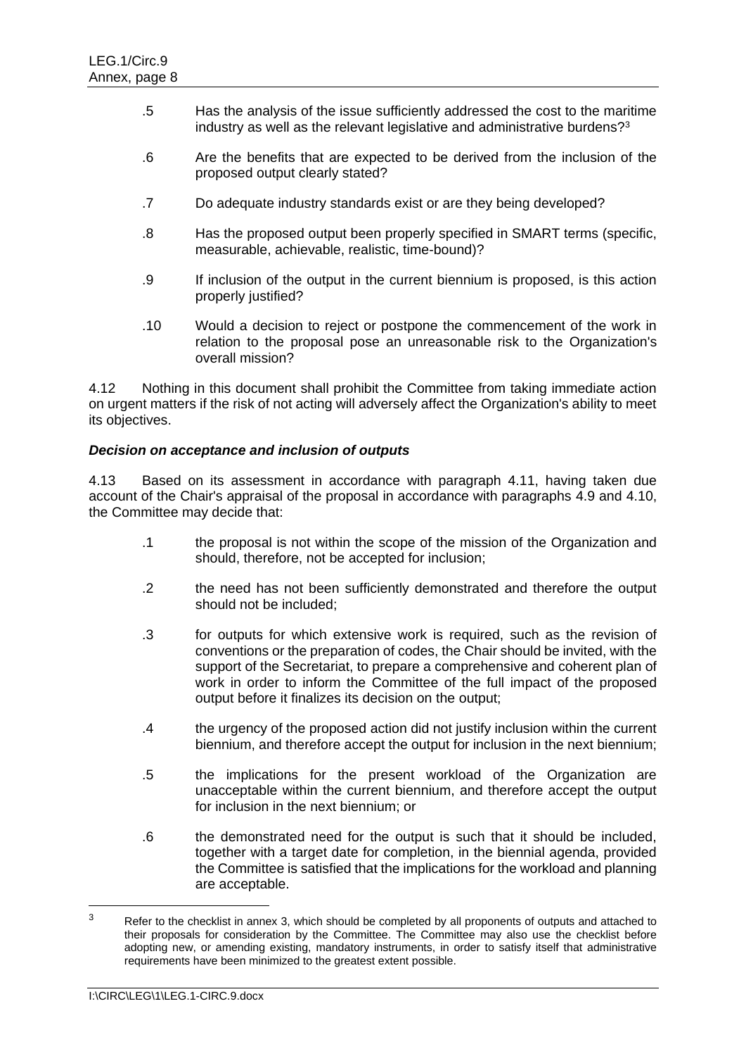.5 Has the analysis of the issue sufficiently addressed the cost to the maritime industry as well as the relevant legislative and administrative burdens?[3]

.6 Are the benefits that are expected to be derived from the inclusion of the proposed output clearly stated?

.7 Do adequate industry standards exist or are they being developed?

.8 Has the proposed output been properly specified in SMART terms (specific, measurable, achievable, realistic, time-bound)?

.9 If inclusion of the output in the current biennium is proposed, is this action properly justified?

.10 Would a decision to reject or postpone the commencement of the work in relation to the proposal pose an unreasonable risk to the Organization's overall mission?

4.12 Nothing in this document shall prohibit the Committee from taking immediate action on urgent matters if the risk of not acting will adversely affect the Organization's ability to meet its objectives.

***Decision on acceptance and inclusion of outputs***

4.13 Based on its assessment in accordance with paragraph 4.11, having taken due account of the Chair's appraisal of the proposal in accordance with paragraphs 4.9 and 4.10, the Committee may decide that:

.1 the proposal is not within the scope of the mission of the Organization and should, therefore, not be accepted for inclusion;

.2 the need has not been sufficiently demonstrated and therefore the output should not be included;

.3 for outputs for which extensive work is required, such as the revision of conventions or the preparation of codes, the Chair should be invited, with the support of the Secretariat, to prepare a comprehensive and coherent plan of work in order to inform the Committee of the full impact of the proposed output before it finalizes its decision on the output;

.4 the urgency of the proposed action did not justify inclusion within the current biennium, and therefore accept the output for inclusion in the next biennium;

.5 the implications for the present workload of the Organization are unacceptable within the current biennium, and therefore accept the output for inclusion in the next biennium; or

.6 the demonstrated need for the output is such that it should be included, together with a target date for completion, in the biennial agenda, provided the Committee is satisfied that the implications for the workload and planning are acceptable.

[3] Refer to the checklist in annex 3, which should be completed by all proponents of outputs and attached to their proposals for consideration by the Committee. The Committee may also use the checklist before adopting new, or amending existing, mandatory instruments, in order to satisfy itself that administrative requirements have been minimized to the greatest extent possible.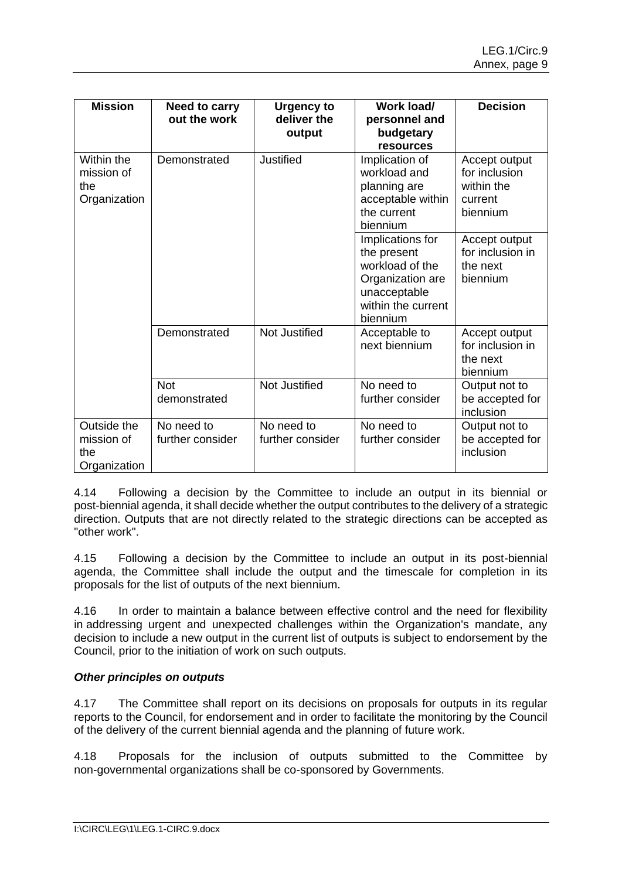| Mission | Need to carry out the work | Urgency to deliver the output | Work load/ personnel and budgetary resources | Decision |
|---|---|---|---|---|
| Within the mission of the Organization | Demonstrated | Justified | Implication of workload and planning are acceptable within the current biennium | Accept output for inclusion within the current biennium |
| | | | Implications for the present workload of the Organization are unacceptable within the current biennium | Accept output for inclusion in the next biennium |
| | Demonstrated | Not Justified | Acceptable to next biennium | Accept output for inclusion in the next biennium |
| | Not demonstrated | Not Justified | No need to further consider | Output not to be accepted for inclusion |
| Outside the mission of the Organization | No need to further consider | No need to further consider | No need to further consider | Output not to be accepted for inclusion |

4.14 Following a decision by the Committee to include an output in its biennial or post-biennial agenda, it shall decide whether the output contributes to the delivery of a strategic direction. Outputs that are not directly related to the strategic directions can be accepted as "other work".

4.15 Following a decision by the Committee to include an output in its post-biennial agenda, the Committee shall include the output and the timescale for completion in its proposals for the list of outputs of the next biennium.

4.16 In order to maintain a balance between effective control and the need for flexibility in addressing urgent and unexpected challenges within the Organization's mandate, any decision to include a new output in the current list of outputs is subject to endorsement by the Council, prior to the initiation of work on such outputs.

***Other principles on outputs***

4.17 The Committee shall report on its decisions on proposals for outputs in its regular reports to the Council, for endorsement and in order to facilitate the monitoring by the Council of the delivery of the current biennial agenda and the planning of future work.

4.18 Proposals for the inclusion of outputs submitted to the Committee by non-governmental organizations shall be co-sponsored by Governments.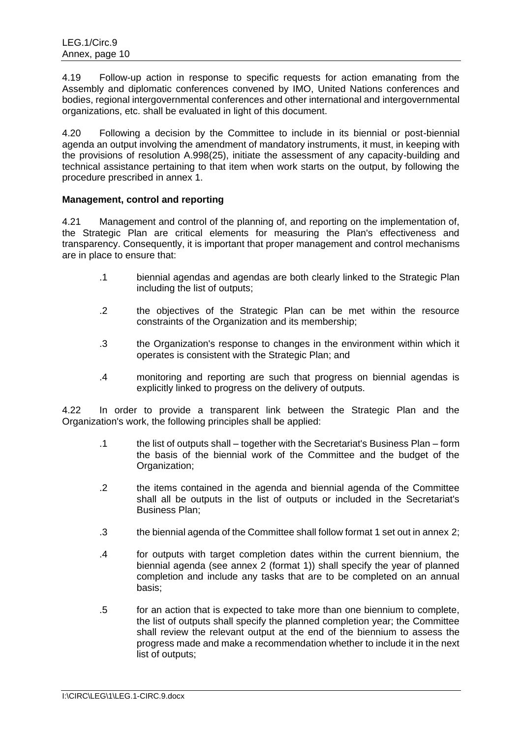4.19 Follow-up action in response to specific requests for action emanating from the Assembly and diplomatic conferences convened by IMO, United Nations conferences and bodies, regional intergovernmental conferences and other international and intergovernmental organizations, etc. shall be evaluated in light of this document.

4.20 Following a decision by the Committee to include in its biennial or post-biennial agenda an output involving the amendment of mandatory instruments, it must, in keeping with the provisions of resolution A.998(25), initiate the assessment of any capacity-building and technical assistance pertaining to that item when work starts on the output, by following the procedure prescribed in annex 1.

**Management, control and reporting**

4.21 Management and control of the planning of, and reporting on the implementation of, the Strategic Plan are critical elements for measuring the Plan's effectiveness and transparency. Consequently, it is important that proper management and control mechanisms are in place to ensure that:

.1 biennial agendas and agendas are both clearly linked to the Strategic Plan including the list of outputs;

.2 the objectives of the Strategic Plan can be met within the resource constraints of the Organization and its membership;

.3 the Organization's response to changes in the environment within which it operates is consistent with the Strategic Plan; and

.4 monitoring and reporting are such that progress on biennial agendas is explicitly linked to progress on the delivery of outputs.

4.22 In order to provide a transparent link between the Strategic Plan and the Organization's work, the following principles shall be applied:

.1 the list of outputs shall – together with the Secretariat's Business Plan – form the basis of the biennial work of the Committee and the budget of the Organization;

.2 the items contained in the agenda and biennial agenda of the Committee shall all be outputs in the list of outputs or included in the Secretariat's Business Plan;

.3 the biennial agenda of the Committee shall follow format 1 set out in annex 2;

.4 for outputs with target completion dates within the current biennium, the biennial agenda (see annex 2 (format 1)) shall specify the year of planned completion and include any tasks that are to be completed on an annual basis;

.5 for an action that is expected to take more than one biennium to complete, the list of outputs shall specify the planned completion year; the Committee shall review the relevant output at the end of the biennium to assess the progress made and make a recommendation whether to include it in the next list of outputs;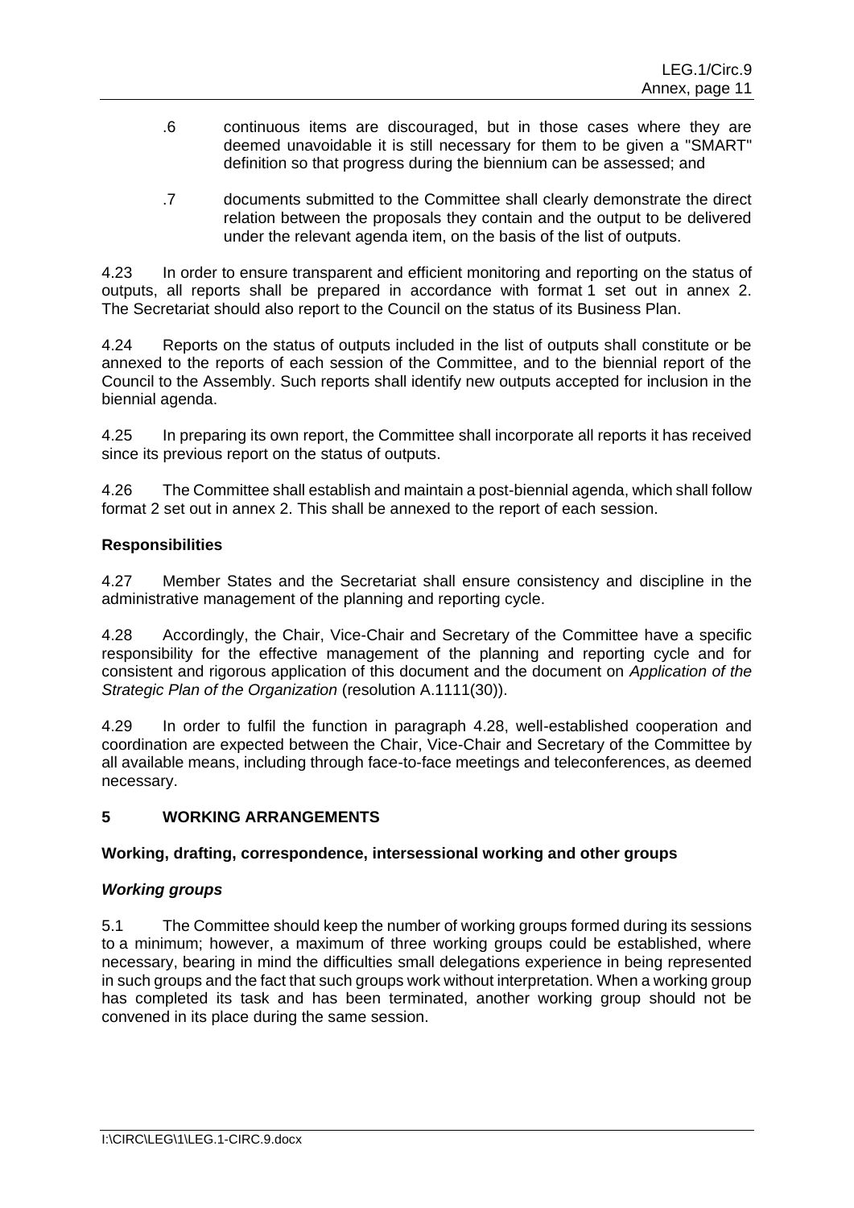.6 continuous items are discouraged, but in those cases where they are deemed unavoidable it is still necessary for them to be given a "SMART" definition so that progress during the biennium can be assessed; and

.7 documents submitted to the Committee shall clearly demonstrate the direct relation between the proposals they contain and the output to be delivered under the relevant agenda item, on the basis of the list of outputs.

4.23 In order to ensure transparent and efficient monitoring and reporting on the status of outputs, all reports shall be prepared in accordance with format 1 set out in annex 2. The Secretariat should also report to the Council on the status of its Business Plan.

4.24 Reports on the status of outputs included in the list of outputs shall constitute or be annexed to the reports of each session of the Committee, and to the biennial report of the Council to the Assembly. Such reports shall identify new outputs accepted for inclusion in the biennial agenda.

4.25 In preparing its own report, the Committee shall incorporate all reports it has received since its previous report on the status of outputs.

4.26 The Committee shall establish and maintain a post-biennial agenda, which shall follow format 2 set out in annex 2. This shall be annexed to the report of each session.

**Responsibilities**

4.27 Member States and the Secretariat shall ensure consistency and discipline in the administrative management of the planning and reporting cycle.

4.28 Accordingly, the Chair, Vice-Chair and Secretary of the Committee have a specific responsibility for the effective management of the planning and reporting cycle and for consistent and rigorous application of this document and the document on *Application of the Strategic Plan of the Organization* (resolution A.1111(30)).

4.29 In order to fulfil the function in paragraph 4.28, well-established cooperation and coordination are expected between the Chair, Vice-Chair and Secretary of the Committee by all available means, including through face-to-face meetings and teleconferences, as deemed necessary.

## 5 WORKING ARRANGEMENTS

**Working, drafting, correspondence, intersessional working and other groups**

***Working groups***

5.1 The Committee should keep the number of working groups formed during its sessions to a minimum; however, a maximum of three working groups could be established, where necessary, bearing in mind the difficulties small delegations experience in being represented in such groups and the fact that such groups work without interpretation. When a working group has completed its task and has been terminated, another working group should not be convened in its place during the same session.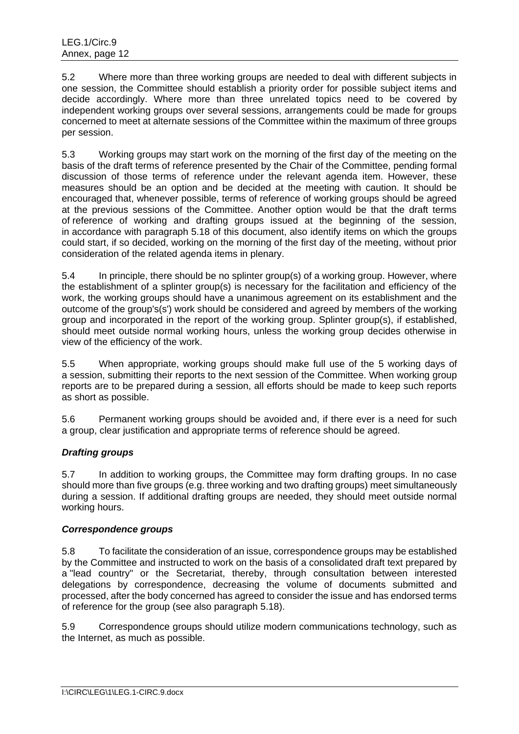5.2 Where more than three working groups are needed to deal with different subjects in one session, the Committee should establish a priority order for possible subject items and decide accordingly. Where more than three unrelated topics need to be covered by independent working groups over several sessions, arrangements could be made for groups concerned to meet at alternate sessions of the Committee within the maximum of three groups per session.

5.3 Working groups may start work on the morning of the first day of the meeting on the basis of the draft terms of reference presented by the Chair of the Committee, pending formal discussion of those terms of reference under the relevant agenda item. However, these measures should be an option and be decided at the meeting with caution. It should be encouraged that, whenever possible, terms of reference of working groups should be agreed at the previous sessions of the Committee. Another option would be that the draft terms of reference of working and drafting groups issued at the beginning of the session, in accordance with paragraph 5.18 of this document, also identify items on which the groups could start, if so decided, working on the morning of the first day of the meeting, without prior consideration of the related agenda items in plenary.

5.4 In principle, there should be no splinter group(s) of a working group. However, where the establishment of a splinter group(s) is necessary for the facilitation and efficiency of the work, the working groups should have a unanimous agreement on its establishment and the outcome of the group's(s') work should be considered and agreed by members of the working group and incorporated in the report of the working group. Splinter group(s), if established, should meet outside normal working hours, unless the working group decides otherwise in view of the efficiency of the work.

5.5 When appropriate, working groups should make full use of the 5 working days of a session, submitting their reports to the next session of the Committee. When working group reports are to be prepared during a session, all efforts should be made to keep such reports as short as possible.

5.6 Permanent working groups should be avoided and, if there ever is a need for such a group, clear justification and appropriate terms of reference should be agreed.

***Drafting groups***

5.7 In addition to working groups, the Committee may form drafting groups. In no case should more than five groups (e.g. three working and two drafting groups) meet simultaneously during a session. If additional drafting groups are needed, they should meet outside normal working hours.

***Correspondence groups***

5.8 To facilitate the consideration of an issue, correspondence groups may be established by the Committee and instructed to work on the basis of a consolidated draft text prepared by a "lead country" or the Secretariat, thereby, through consultation between interested delegations by correspondence, decreasing the volume of documents submitted and processed, after the body concerned has agreed to consider the issue and has endorsed terms of reference for the group (see also paragraph 5.18).

5.9 Correspondence groups should utilize modern communications technology, such as the Internet, as much as possible.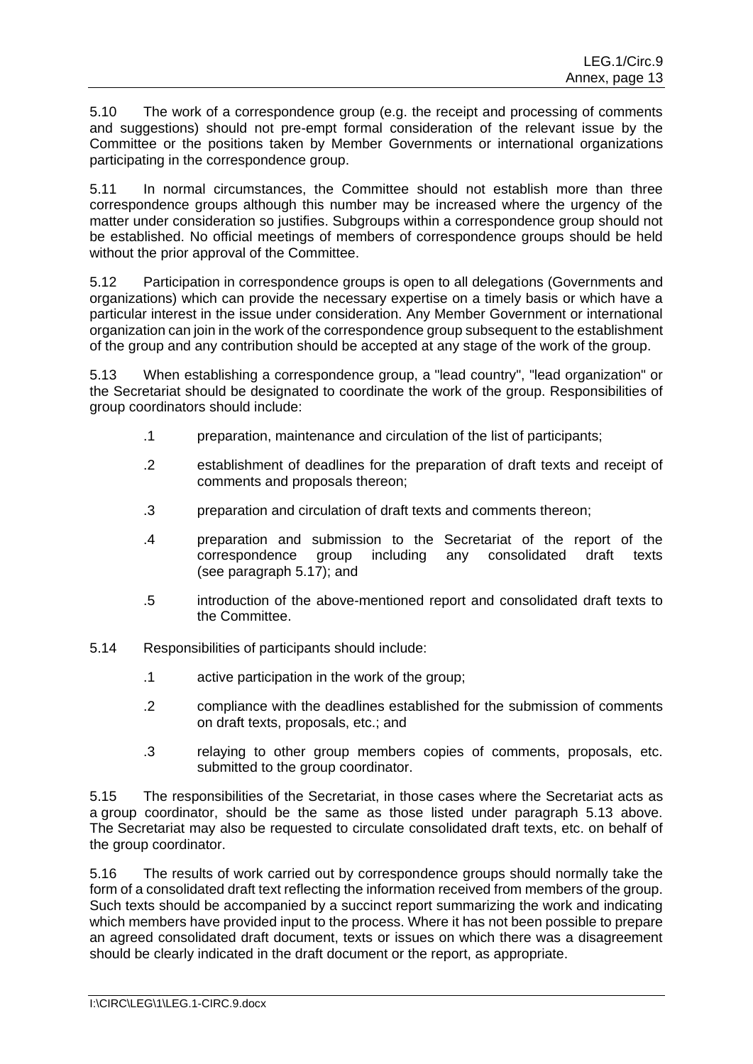5.10 The work of a correspondence group (e.g. the receipt and processing of comments and suggestions) should not pre-empt formal consideration of the relevant issue by the Committee or the positions taken by Member Governments or international organizations participating in the correspondence group.

5.11 In normal circumstances, the Committee should not establish more than three correspondence groups although this number may be increased where the urgency of the matter under consideration so justifies. Subgroups within a correspondence group should not be established. No official meetings of members of correspondence groups should be held without the prior approval of the Committee.

5.12 Participation in correspondence groups is open to all delegations (Governments and organizations) which can provide the necessary expertise on a timely basis or which have a particular interest in the issue under consideration. Any Member Government or international organization can join in the work of the correspondence group subsequent to the establishment of the group and any contribution should be accepted at any stage of the work of the group.

5.13 When establishing a correspondence group, a "lead country", "lead organization" or the Secretariat should be designated to coordinate the work of the group. Responsibilities of group coordinators should include:

.1 preparation, maintenance and circulation of the list of participants;

.2 establishment of deadlines for the preparation of draft texts and receipt of comments and proposals thereon;

.3 preparation and circulation of draft texts and comments thereon;

.4 preparation and submission to the Secretariat of the report of the correspondence group including any consolidated draft texts (see paragraph 5.17); and

.5 introduction of the above-mentioned report and consolidated draft texts to the Committee.

5.14 Responsibilities of participants should include:

.1 active participation in the work of the group;

.2 compliance with the deadlines established for the submission of comments on draft texts, proposals, etc.; and

.3 relaying to other group members copies of comments, proposals, etc. submitted to the group coordinator.

5.15 The responsibilities of the Secretariat, in those cases where the Secretariat acts as a group coordinator, should be the same as those listed under paragraph 5.13 above. The Secretariat may also be requested to circulate consolidated draft texts, etc. on behalf of the group coordinator.

5.16 The results of work carried out by correspondence groups should normally take the form of a consolidated draft text reflecting the information received from members of the group. Such texts should be accompanied by a succinct report summarizing the work and indicating which members have provided input to the process. Where it has not been possible to prepare an agreed consolidated draft document, texts or issues on which there was a disagreement should be clearly indicated in the draft document or the report, as appropriate.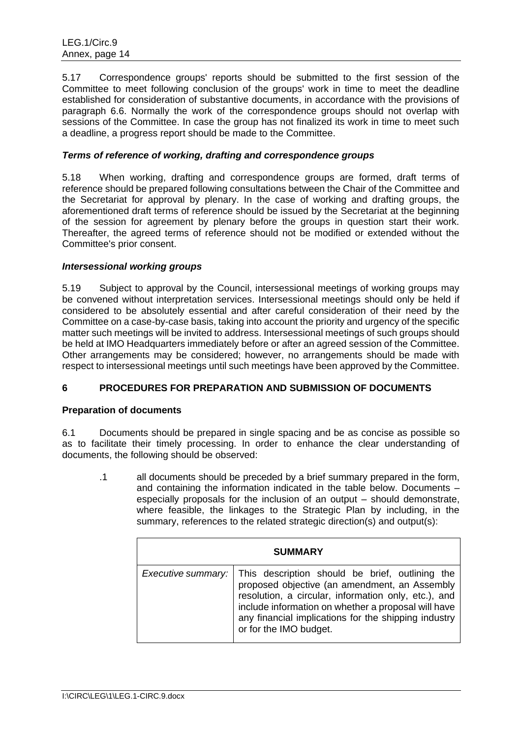5.17 Correspondence groups' reports should be submitted to the first session of the Committee to meet following conclusion of the groups' work in time to meet the deadline established for consideration of substantive documents, in accordance with the provisions of paragraph 6.6. Normally the work of the correspondence groups should not overlap with sessions of the Committee. In case the group has not finalized its work in time to meet such a deadline, a progress report should be made to the Committee.

***Terms of reference of working, drafting and correspondence groups***

5.18 When working, drafting and correspondence groups are formed, draft terms of reference should be prepared following consultations between the Chair of the Committee and the Secretariat for approval by plenary. In the case of working and drafting groups, the aforementioned draft terms of reference should be issued by the Secretariat at the beginning of the session for agreement by plenary before the groups in question start their work. Thereafter, the agreed terms of reference should not be modified or extended without the Committee's prior consent.

***Intersessional working groups***

5.19 Subject to approval by the Council, intersessional meetings of working groups may be convened without interpretation services. Intersessional meetings should only be held if considered to be absolutely essential and after careful consideration of their need by the Committee on a case-by-case basis, taking into account the priority and urgency of the specific matter such meetings will be invited to address. Intersessional meetings of such groups should be held at IMO Headquarters immediately before or after an agreed session of the Committee. Other arrangements may be considered; however, no arrangements should be made with respect to intersessional meetings until such meetings have been approved by the Committee.

## 6 PROCEDURES FOR PREPARATION AND SUBMISSION OF DOCUMENTS

### Preparation of documents

6.1 Documents should be prepared in single spacing and be as concise as possible so as to facilitate their timely processing. In order to enhance the clear understanding of documents, the following should be observed:

.1 all documents should be preceded by a brief summary prepared in the form, and containing the information indicated in the table below. Documents – especially proposals for the inclusion of an output – should demonstrate, where feasible, the linkages to the Strategic Plan by including, in the summary, references to the related strategic direction(s) and output(s):

| **SUMMARY** | |
|---|---|
| *Executive summary:* | This description should be brief, outlining the proposed objective (an amendment, an Assembly resolution, a circular, information only, etc.), and include information on whether a proposal will have any financial implications for the shipping industry or for the IMO budget. |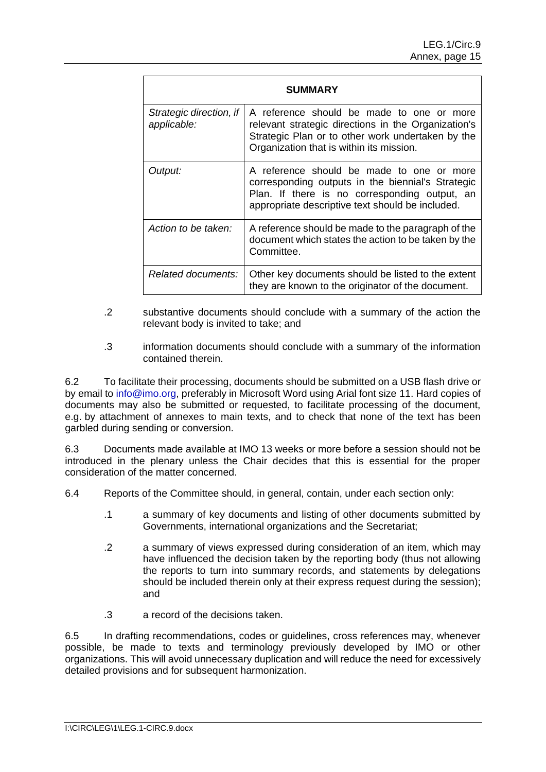| SUMMARY | |
|---|---|
| *Strategic direction, if applicable:* | A reference should be made to one or more relevant strategic directions in the Organization's Strategic Plan or to other work undertaken by the Organization that is within its mission. |
| *Output:* | A reference should be made to one or more corresponding outputs in the biennial's Strategic Plan. If there is no corresponding output, an appropriate descriptive text should be included. |
| *Action to be taken:* | A reference should be made to the paragraph of the document which states the action to be taken by the Committee. |
| *Related documents:* | Other key documents should be listed to the extent they are known to the originator of the document. |

.2 substantive documents should conclude with a summary of the action the relevant body is invited to take; and

.3 information documents should conclude with a summary of the information contained therein.

6.2 To facilitate their processing, documents should be submitted on a USB flash drive or by email to info@imo.org, preferably in Microsoft Word using Arial font size 11. Hard copies of documents may also be submitted or requested, to facilitate processing of the document, e.g. by attachment of annexes to main texts, and to check that none of the text has been garbled during sending or conversion.

6.3 Documents made available at IMO 13 weeks or more before a session should not be introduced in the plenary unless the Chair decides that this is essential for the proper consideration of the matter concerned.

6.4 Reports of the Committee should, in general, contain, under each section only:

.1 a summary of key documents and listing of other documents submitted by Governments, international organizations and the Secretariat;

.2 a summary of views expressed during consideration of an item, which may have influenced the decision taken by the reporting body (thus not allowing the reports to turn into summary records, and statements by delegations should be included therein only at their express request during the session); and

.3 a record of the decisions taken.

6.5 In drafting recommendations, codes or guidelines, cross references may, whenever possible, be made to texts and terminology previously developed by IMO or other organizations. This will avoid unnecessary duplication and will reduce the need for excessively detailed provisions and for subsequent harmonization.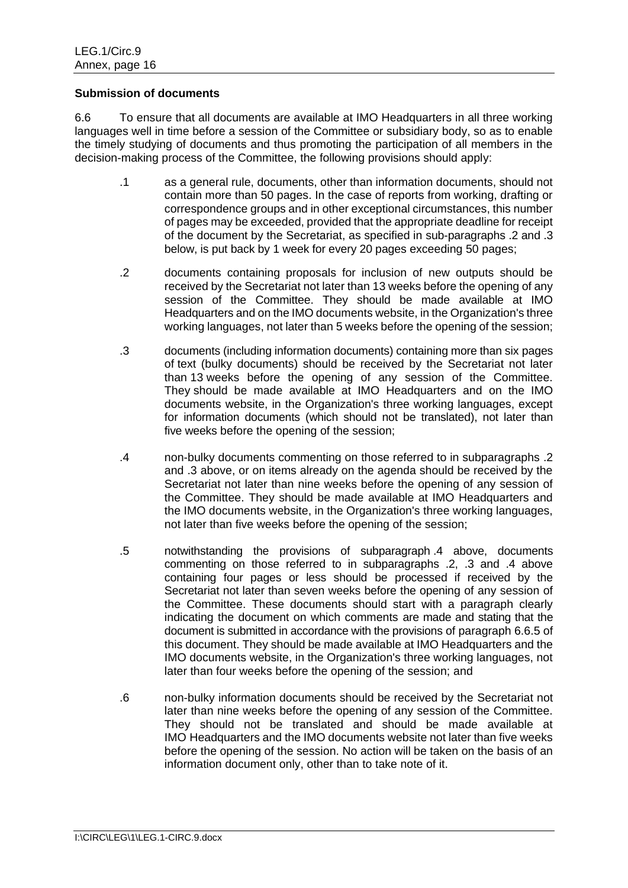**Submission of documents**

6.6 To ensure that all documents are available at IMO Headquarters in all three working languages well in time before a session of the Committee or subsidiary body, so as to enable the timely studying of documents and thus promoting the participation of all members in the decision-making process of the Committee, the following provisions should apply:

.1 as a general rule, documents, other than information documents, should not contain more than 50 pages. In the case of reports from working, drafting or correspondence groups and in other exceptional circumstances, this number of pages may be exceeded, provided that the appropriate deadline for receipt of the document by the Secretariat, as specified in sub-paragraphs .2 and .3 below, is put back by 1 week for every 20 pages exceeding 50 pages;

.2 documents containing proposals for inclusion of new outputs should be received by the Secretariat not later than 13 weeks before the opening of any session of the Committee. They should be made available at IMO Headquarters and on the IMO documents website, in the Organization's three working languages, not later than 5 weeks before the opening of the session;

.3 documents (including information documents) containing more than six pages of text (bulky documents) should be received by the Secretariat not later than 13 weeks before the opening of any session of the Committee. They should be made available at IMO Headquarters and on the IMO documents website, in the Organization's three working languages, except for information documents (which should not be translated), not later than five weeks before the opening of the session;

.4 non-bulky documents commenting on those referred to in subparagraphs .2 and .3 above, or on items already on the agenda should be received by the Secretariat not later than nine weeks before the opening of any session of the Committee. They should be made available at IMO Headquarters and the IMO documents website, in the Organization's three working languages, not later than five weeks before the opening of the session;

.5 notwithstanding the provisions of subparagraph .4 above, documents commenting on those referred to in subparagraphs .2, .3 and .4 above containing four pages or less should be processed if received by the Secretariat not later than seven weeks before the opening of any session of the Committee. These documents should start with a paragraph clearly indicating the document on which comments are made and stating that the document is submitted in accordance with the provisions of paragraph 6.6.5 of this document. They should be made available at IMO Headquarters and the IMO documents website, in the Organization's three working languages, not later than four weeks before the opening of the session; and

.6 non-bulky information documents should be received by the Secretariat not later than nine weeks before the opening of any session of the Committee. They should not be translated and should be made available at IMO Headquarters and the IMO documents website not later than five weeks before the opening of the session. No action will be taken on the basis of an information document only, other than to take note of it.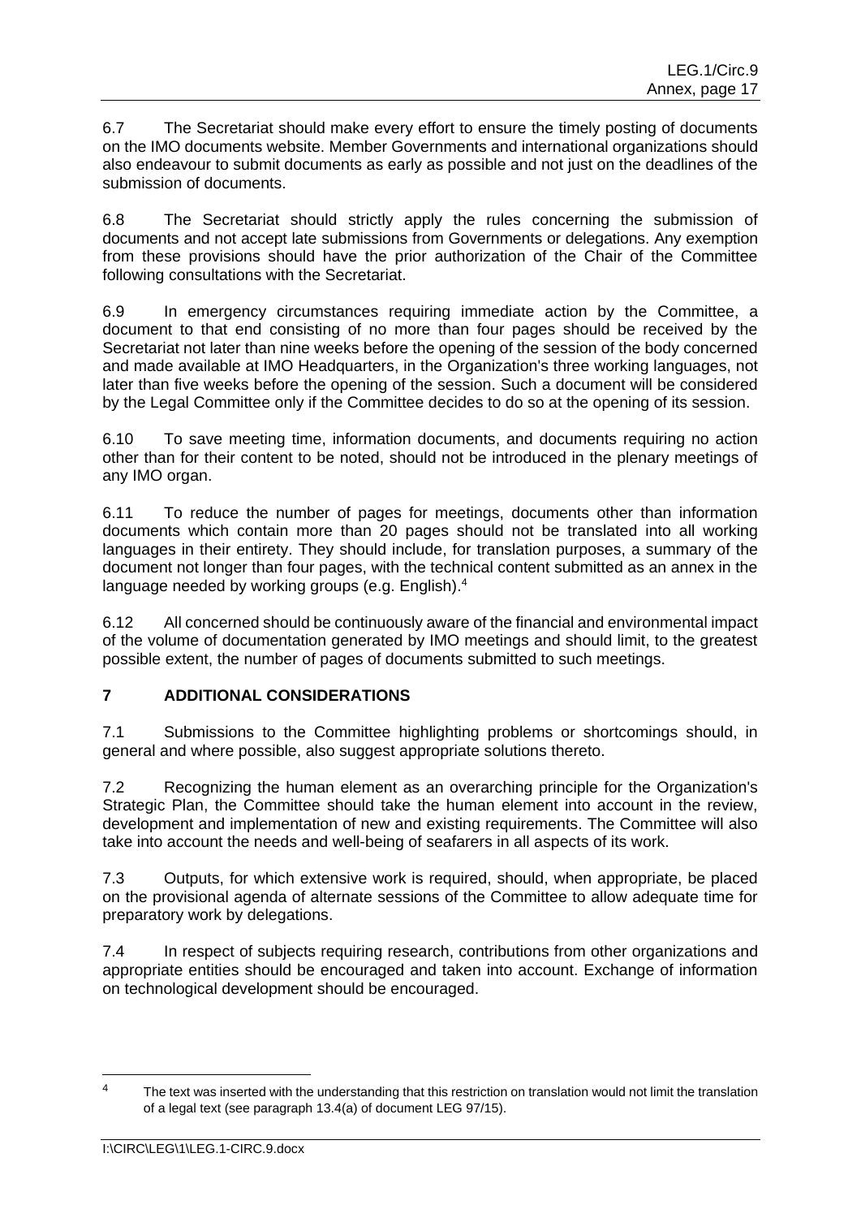6.7 The Secretariat should make every effort to ensure the timely posting of documents on the IMO documents website. Member Governments and international organizations should also endeavour to submit documents as early as possible and not just on the deadlines of the submission of documents.

6.8 The Secretariat should strictly apply the rules concerning the submission of documents and not accept late submissions from Governments or delegations. Any exemption from these provisions should have the prior authorization of the Chair of the Committee following consultations with the Secretariat.

6.9 In emergency circumstances requiring immediate action by the Committee, a document to that end consisting of no more than four pages should be received by the Secretariat not later than nine weeks before the opening of the session of the body concerned and made available at IMO Headquarters, in the Organization's three working languages, not later than five weeks before the opening of the session. Such a document will be considered by the Legal Committee only if the Committee decides to do so at the opening of its session.

6.10 To save meeting time, information documents, and documents requiring no action other than for their content to be noted, should not be introduced in the plenary meetings of any IMO organ.

6.11 To reduce the number of pages for meetings, documents other than information documents which contain more than 20 pages should not be translated into all working languages in their entirety. They should include, for translation purposes, a summary of the document not longer than four pages, with the technical content submitted as an annex in the language needed by working groups (e.g. English).[4]

6.12 All concerned should be continuously aware of the financial and environmental impact of the volume of documentation generated by IMO meetings and should limit, to the greatest possible extent, the number of pages of documents submitted to such meetings.

## 7 ADDITIONAL CONSIDERATIONS

7.1 Submissions to the Committee highlighting problems or shortcomings should, in general and where possible, also suggest appropriate solutions thereto.

7.2 Recognizing the human element as an overarching principle for the Organization's Strategic Plan, the Committee should take the human element into account in the review, development and implementation of new and existing requirements. The Committee will also take into account the needs and well-being of seafarers in all aspects of its work.

7.3 Outputs, for which extensive work is required, should, when appropriate, be placed on the provisional agenda of alternate sessions of the Committee to allow adequate time for preparatory work by delegations.

7.4 In respect of subjects requiring research, contributions from other organizations and appropriate entities should be encouraged and taken into account. Exchange of information on technological development should be encouraged.

---

[4] The text was inserted with the understanding that this restriction on translation would not limit the translation of a legal text (see paragraph 13.4(a) of document LEG 97/15).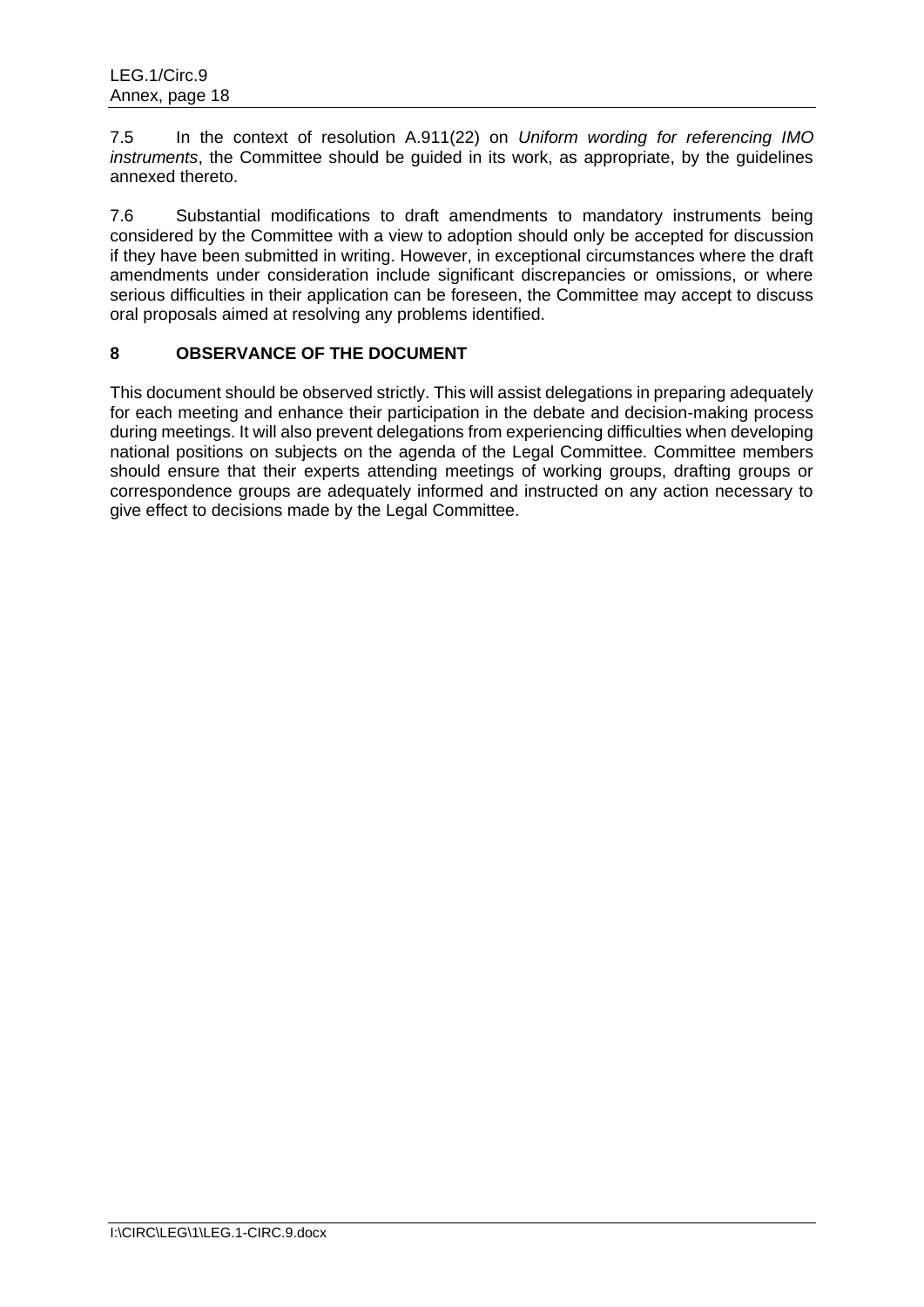7.5 In the context of resolution A.911(22) on *Uniform wording for referencing IMO instruments*, the Committee should be guided in its work, as appropriate, by the guidelines annexed thereto.

7.6 Substantial modifications to draft amendments to mandatory instruments being considered by the Committee with a view to adoption should only be accepted for discussion if they have been submitted in writing. However, in exceptional circumstances where the draft amendments under consideration include significant discrepancies or omissions, or where serious difficulties in their application can be foreseen, the Committee may accept to discuss oral proposals aimed at resolving any problems identified.

## 8 OBSERVANCE OF THE DOCUMENT

This document should be observed strictly. This will assist delegations in preparing adequately for each meeting and enhance their participation in the debate and decision-making process during meetings. It will also prevent delegations from experiencing difficulties when developing national positions on subjects on the agenda of the Legal Committee. Committee members should ensure that their experts attending meetings of working groups, drafting groups or correspondence groups are adequately informed and instructed on any action necessary to give effect to decisions made by the Legal Committee.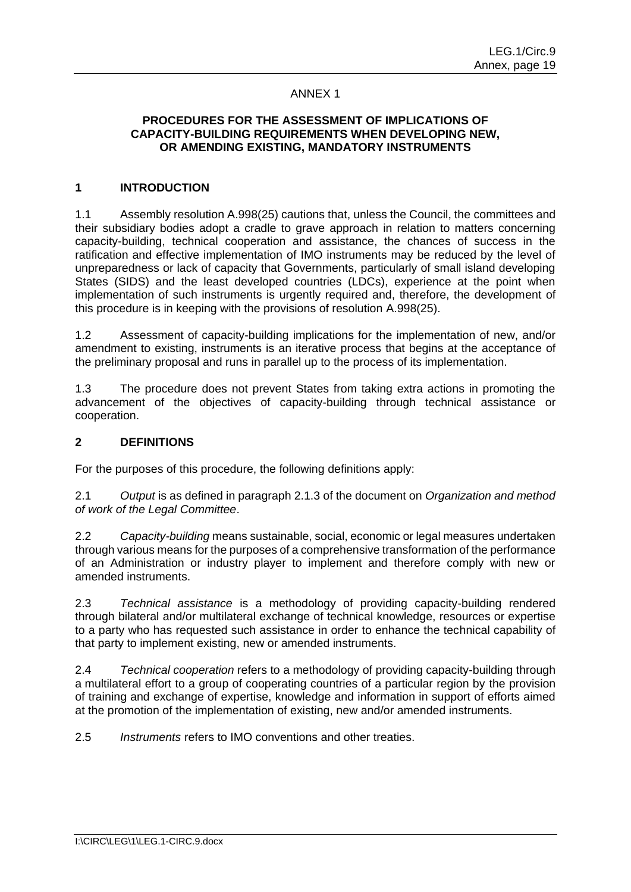ANNEX 1

## PROCEDURES FOR THE ASSESSMENT OF IMPLICATIONS OF CAPACITY-BUILDING REQUIREMENTS WHEN DEVELOPING NEW, OR AMENDING EXISTING, MANDATORY INSTRUMENTS

### 1 INTRODUCTION

1.1 Assembly resolution A.998(25) cautions that, unless the Council, the committees and their subsidiary bodies adopt a cradle to grave approach in relation to matters concerning capacity-building, technical cooperation and assistance, the chances of success in the ratification and effective implementation of IMO instruments may be reduced by the level of unpreparedness or lack of capacity that Governments, particularly of small island developing States (SIDS) and the least developed countries (LDCs), experience at the point when implementation of such instruments is urgently required and, therefore, the development of this procedure is in keeping with the provisions of resolution A.998(25).

1.2 Assessment of capacity-building implications for the implementation of new, and/or amendment to existing, instruments is an iterative process that begins at the acceptance of the preliminary proposal and runs in parallel up to the process of its implementation.

1.3 The procedure does not prevent States from taking extra actions in promoting the advancement of the objectives of capacity-building through technical assistance or cooperation.

### 2 DEFINITIONS

For the purposes of this procedure, the following definitions apply:

2.1 *Output* is as defined in paragraph 2.1.3 of the document on *Organization and method of work of the Legal Committee*.

2.2 *Capacity-building* means sustainable, social, economic or legal measures undertaken through various means for the purposes of a comprehensive transformation of the performance of an Administration or industry player to implement and therefore comply with new or amended instruments.

2.3 *Technical assistance* is a methodology of providing capacity-building rendered through bilateral and/or multilateral exchange of technical knowledge, resources or expertise to a party who has requested such assistance in order to enhance the technical capability of that party to implement existing, new or amended instruments.

2.4 *Technical cooperation* refers to a methodology of providing capacity-building through a multilateral effort to a group of cooperating countries of a particular region by the provision of training and exchange of expertise, knowledge and information in support of efforts aimed at the promotion of the implementation of existing, new and/or amended instruments.

2.5 *Instruments* refers to IMO conventions and other treaties.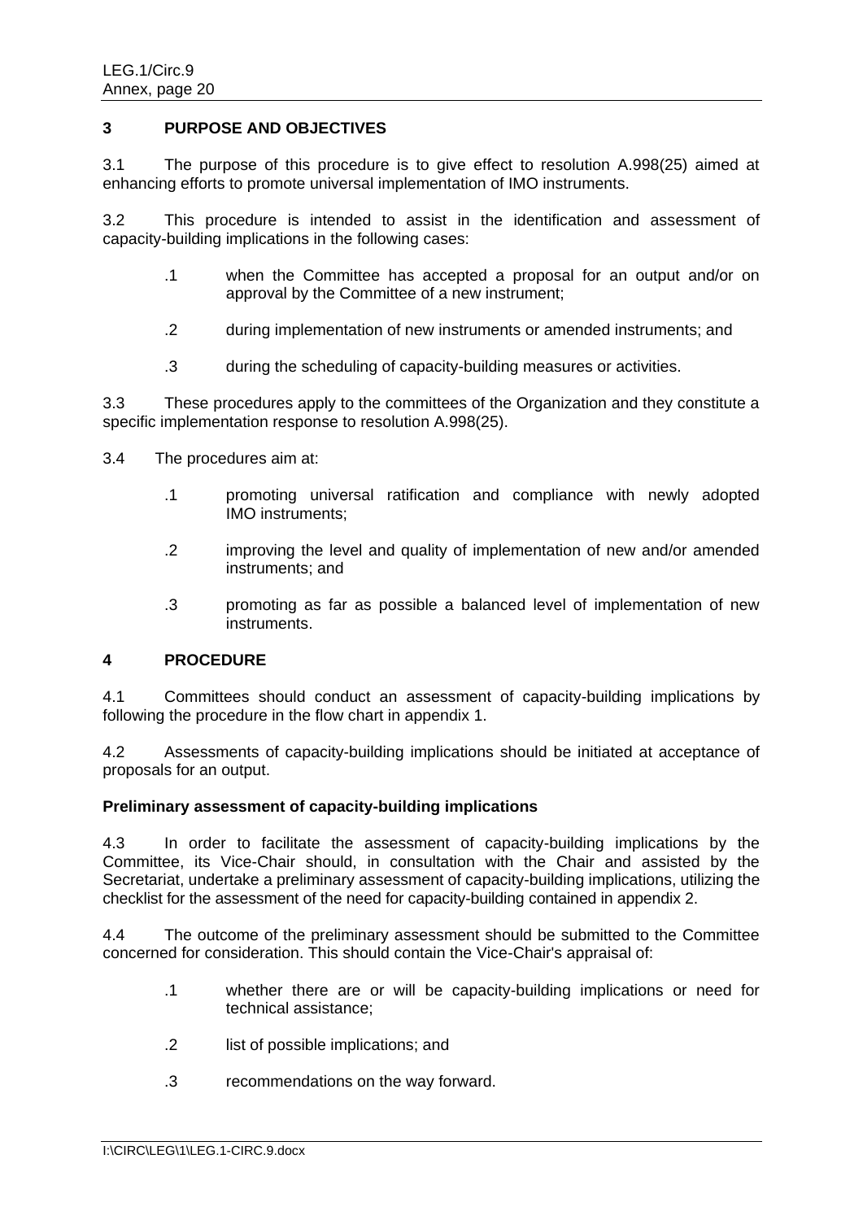## 3 PURPOSE AND OBJECTIVES

3.1 The purpose of this procedure is to give effect to resolution A.998(25) aimed at enhancing efforts to promote universal implementation of IMO instruments.

3.2 This procedure is intended to assist in the identification and assessment of capacity-building implications in the following cases:

- .1 when the Committee has accepted a proposal for an output and/or on approval by the Committee of a new instrument;
- .2 during implementation of new instruments or amended instruments; and
- .3 during the scheduling of capacity-building measures or activities.

3.3 These procedures apply to the committees of the Organization and they constitute a specific implementation response to resolution A.998(25).

3.4 The procedures aim at:

- .1 promoting universal ratification and compliance with newly adopted IMO instruments;
- .2 improving the level and quality of implementation of new and/or amended instruments; and
- .3 promoting as far as possible a balanced level of implementation of new instruments.

## 4 PROCEDURE

4.1 Committees should conduct an assessment of capacity-building implications by following the procedure in the flow chart in appendix 1.

4.2 Assessments of capacity-building implications should be initiated at acceptance of proposals for an output.

**Preliminary assessment of capacity-building implications**

4.3 In order to facilitate the assessment of capacity-building implications by the Committee, its Vice-Chair should, in consultation with the Chair and assisted by the Secretariat, undertake a preliminary assessment of capacity-building implications, utilizing the checklist for the assessment of the need for capacity-building contained in appendix 2.

4.4 The outcome of the preliminary assessment should be submitted to the Committee concerned for consideration. This should contain the Vice-Chair's appraisal of:

- .1 whether there are or will be capacity-building implications or need for technical assistance;
- .2 list of possible implications; and
- .3 recommendations on the way forward.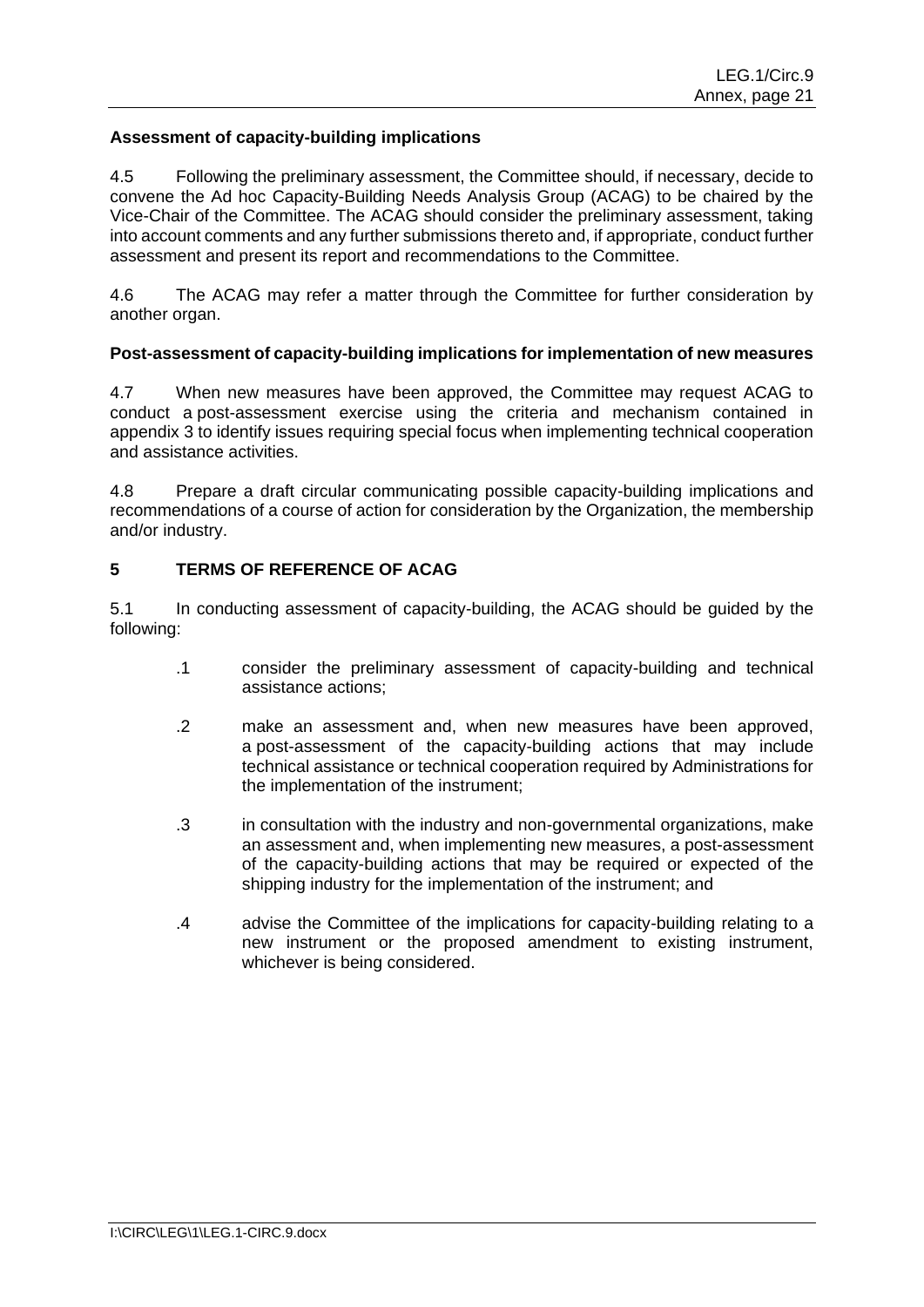**Assessment of capacity-building implications**

4.5 Following the preliminary assessment, the Committee should, if necessary, decide to convene the Ad hoc Capacity-Building Needs Analysis Group (ACAG) to be chaired by the Vice-Chair of the Committee. The ACAG should consider the preliminary assessment, taking into account comments and any further submissions thereto and, if appropriate, conduct further assessment and present its report and recommendations to the Committee.

4.6 The ACAG may refer a matter through the Committee for further consideration by another organ.

**Post-assessment of capacity-building implications for implementation of new measures**

4.7 When new measures have been approved, the Committee may request ACAG to conduct a post-assessment exercise using the criteria and mechanism contained in appendix 3 to identify issues requiring special focus when implementing technical cooperation and assistance activities.

4.8 Prepare a draft circular communicating possible capacity-building implications and recommendations of a course of action for consideration by the Organization, the membership and/or industry.

## 5 TERMS OF REFERENCE OF ACAG

5.1 In conducting assessment of capacity-building, the ACAG should be guided by the following:

.1 consider the preliminary assessment of capacity-building and technical assistance actions;

.2 make an assessment and, when new measures have been approved, a post-assessment of the capacity-building actions that may include technical assistance or technical cooperation required by Administrations for the implementation of the instrument;

.3 in consultation with the industry and non-governmental organizations, make an assessment and, when implementing new measures, a post-assessment of the capacity-building actions that may be required or expected of the shipping industry for the implementation of the instrument; and

.4 advise the Committee of the implications for capacity-building relating to a new instrument or the proposed amendment to existing instrument, whichever is being considered.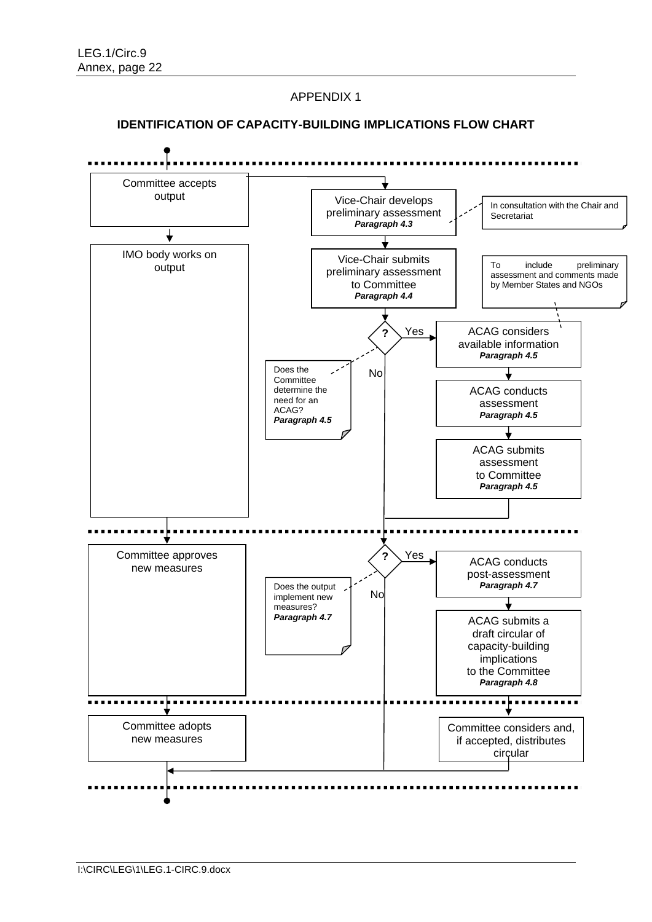APPENDIX 1

## IDENTIFICATION OF CAPACITY-BUILDING IMPLICATIONS FLOW CHART

Committee accepts output

Vice-Chair develops preliminary assessment
***Paragraph 4.3***

In consultation with the Chair and Secretariat

IMO body works on output

Vice-Chair submits preliminary assessment to Committee
***Paragraph 4.4***

To include preliminary assessment and comments made by Member States and NGOs

?

Yes

No

Does the Committee determine the need for an ACAG?
***Paragraph 4.5***

ACAG considers available information
***Paragraph 4.5***

ACAG conducts assessment
***Paragraph 4.5***

ACAG submits assessment to Committee
***Paragraph 4.5***

Committee approves new measures

?

Yes

No

Does the output implement new measures?
***Paragraph 4.7***

ACAG conducts post-assessment
***Paragraph 4.7***

ACAG submits a draft circular of capacity-building implications to the Committee
***Paragraph 4.8***

Committee adopts new measures

Committee considers and, if accepted, distributes circular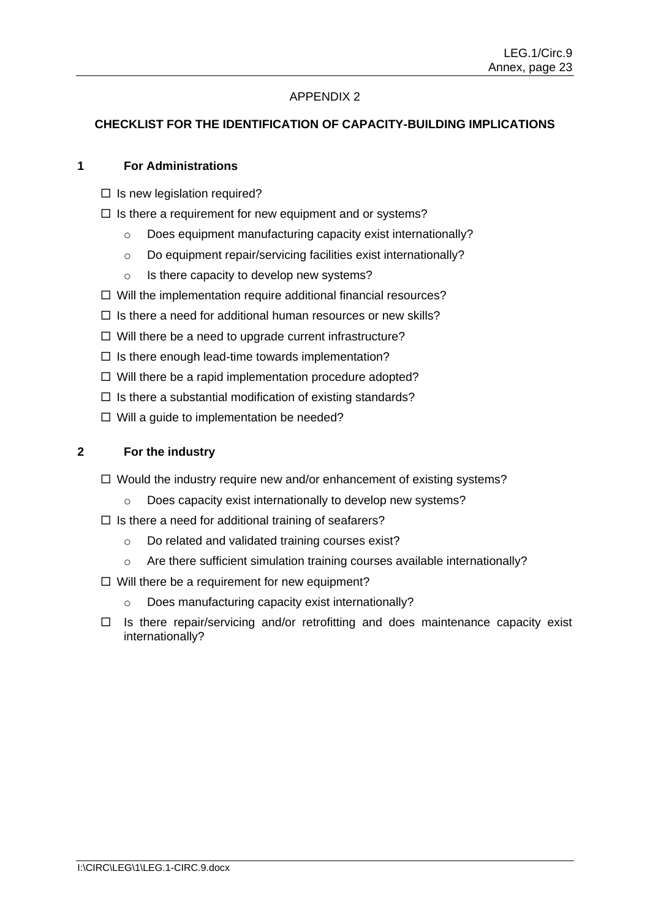APPENDIX 2

## CHECKLIST FOR THE IDENTIFICATION OF CAPACITY-BUILDING IMPLICATIONS

### 1 For Administrations

- ☐ Is new legislation required?
- ☐ Is there a requirement for new equipment and or systems?
  - Does equipment manufacturing capacity exist internationally?
  - Do equipment repair/servicing facilities exist internationally?
  - Is there capacity to develop new systems?
- ☐ Will the implementation require additional financial resources?
- ☐ Is there a need for additional human resources or new skills?
- ☐ Will there be a need to upgrade current infrastructure?
- ☐ Is there enough lead-time towards implementation?
- ☐ Will there be a rapid implementation procedure adopted?
- ☐ Is there a substantial modification of existing standards?
- ☐ Will a guide to implementation be needed?

### 2 For the industry

- ☐ Would the industry require new and/or enhancement of existing systems?
  - Does capacity exist internationally to develop new systems?
- ☐ Is there a need for additional training of seafarers?
  - Do related and validated training courses exist?
  - Are there sufficient simulation training courses available internationally?
- ☐ Will there be a requirement for new equipment?
  - Does manufacturing capacity exist internationally?
- ☐ Is there repair/servicing and/or retrofitting and does maintenance capacity exist internationally?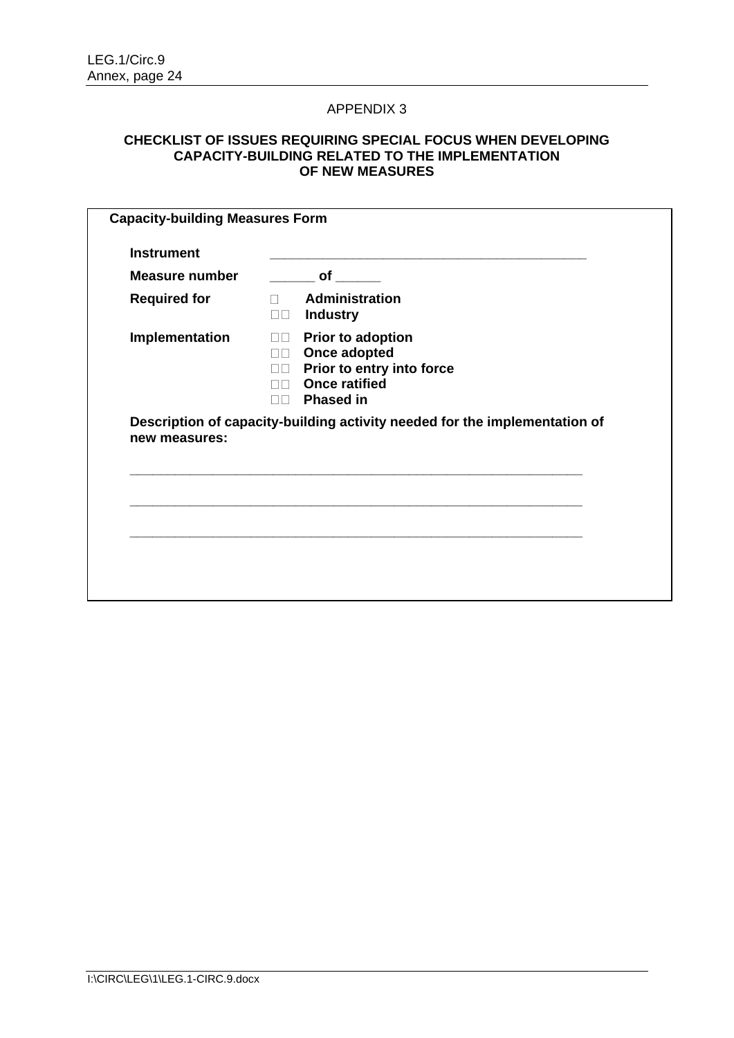APPENDIX 3

**CHECKLIST OF ISSUES REQUIRING SPECIAL FOCUS WHEN DEVELOPING CAPACITY-BUILDING RELATED TO THE IMPLEMENTATION OF NEW MEASURES**

**Capacity-building Measures Form**

**Instrument** ________________________________________

**Measure number** ______ **of** ______

**Required for**

- ☐ **Administration**
- ☐ **Industry**

**Implementation**

- ☐ **Prior to adoption**
- ☐ **Once adopted**
- ☐ **Prior to entry into force**
- ☐ **Once ratified**
- ☐ **Phased in**

**Description of capacity-building activity needed for the implementation of new measures:**

____________________________________________________________

____________________________________________________________

____________________________________________________________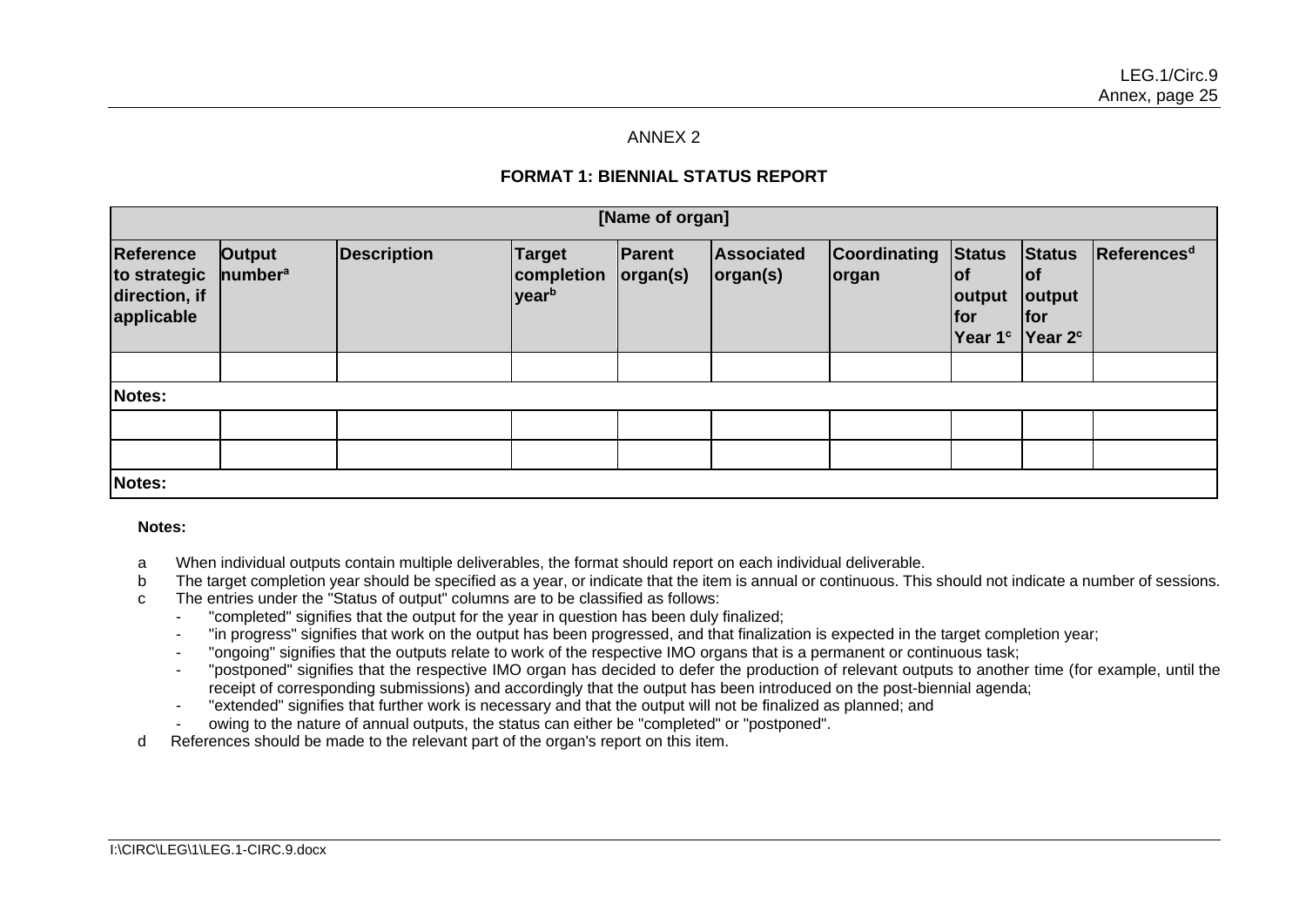ANNEX 2

**FORMAT 1: BIENNIAL STATUS REPORT**

| [Name of organ] | | | | | | | | | |
|---|---|---|---|---|---|---|---|---|---|
| **Reference to strategic direction, if applicable** | **Output number[a]** | **Description** | **Target completion year[b]** | **Parent organ(s)** | **Associated organ(s)** | **Coordinating organ** | **Status of output for Year 1[c]** | **Status of output for Year 2[c]** | **References[d]** |
| | | | | | | | | | |
| **Notes:** | | | | | | | | | |
| | | | | | | | | | |
| | | | | | | | | | |
| **Notes:** | | | | | | | | | |

**Notes:**

a When individual outputs contain multiple deliverables, the format should report on each individual deliverable.

b The target completion year should be specified as a year, or indicate that the item is annual or continuous. This should not indicate a number of sessions.

c The entries under the "Status of output" columns are to be classified as follows:

- "completed" signifies that the output for the year in question has been duly finalized;
- "in progress" signifies that work on the output has been progressed, and that finalization is expected in the target completion year;
- "ongoing" signifies that the outputs relate to work of the respective IMO organs that is a permanent or continuous task;
- "postponed" signifies that the respective IMO organ has decided to defer the production of relevant outputs to another time (for example, until the receipt of corresponding submissions) and accordingly that the output has been introduced on the post-biennial agenda;
- "extended" signifies that further work is necessary and that the output will not be finalized as planned; and
- owing to the nature of annual outputs, the status can either be "completed" or "postponed".

d References should be made to the relevant part of the organ's report on this item.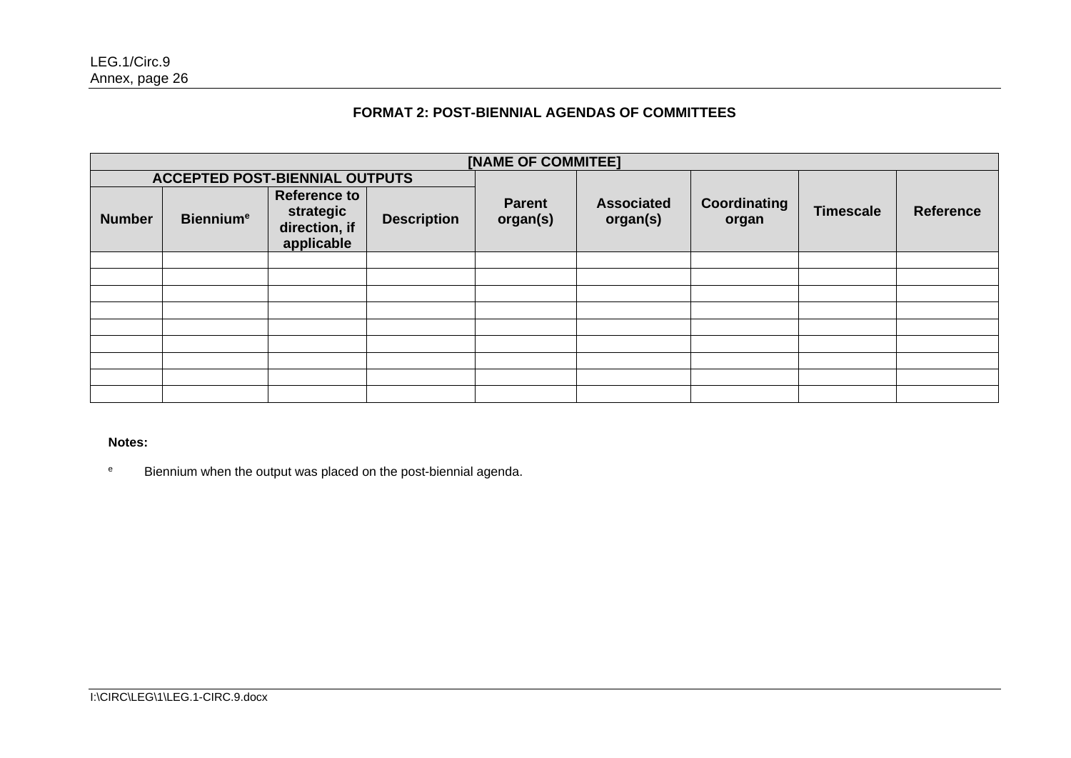**FORMAT 2: POST-BIENNIAL AGENDAS OF COMMITTEES**

| [NAME OF COMMITEE] | | | | | | | | |
|---|---|---|---|---|---|---|---|---|
| ACCEPTED POST-BIENNIAL OUTPUTS | | | | Parent organ(s) | Associated organ(s) | Coordinating organ | Timescale | Reference |
| Number | Biennium[e] | Reference to strategic direction, if applicable | Description | | | | | |
| | | | | | | | | |
| | | | | | | | | |
| | | | | | | | | |
| | | | | | | | | |
| | | | | | | | | |
| | | | | | | | | |
| | | | | | | | | |
| | | | | | | | | |
| | | | | | | | | |

**Notes:**

[e] Biennium when the output was placed on the post-biennial agenda.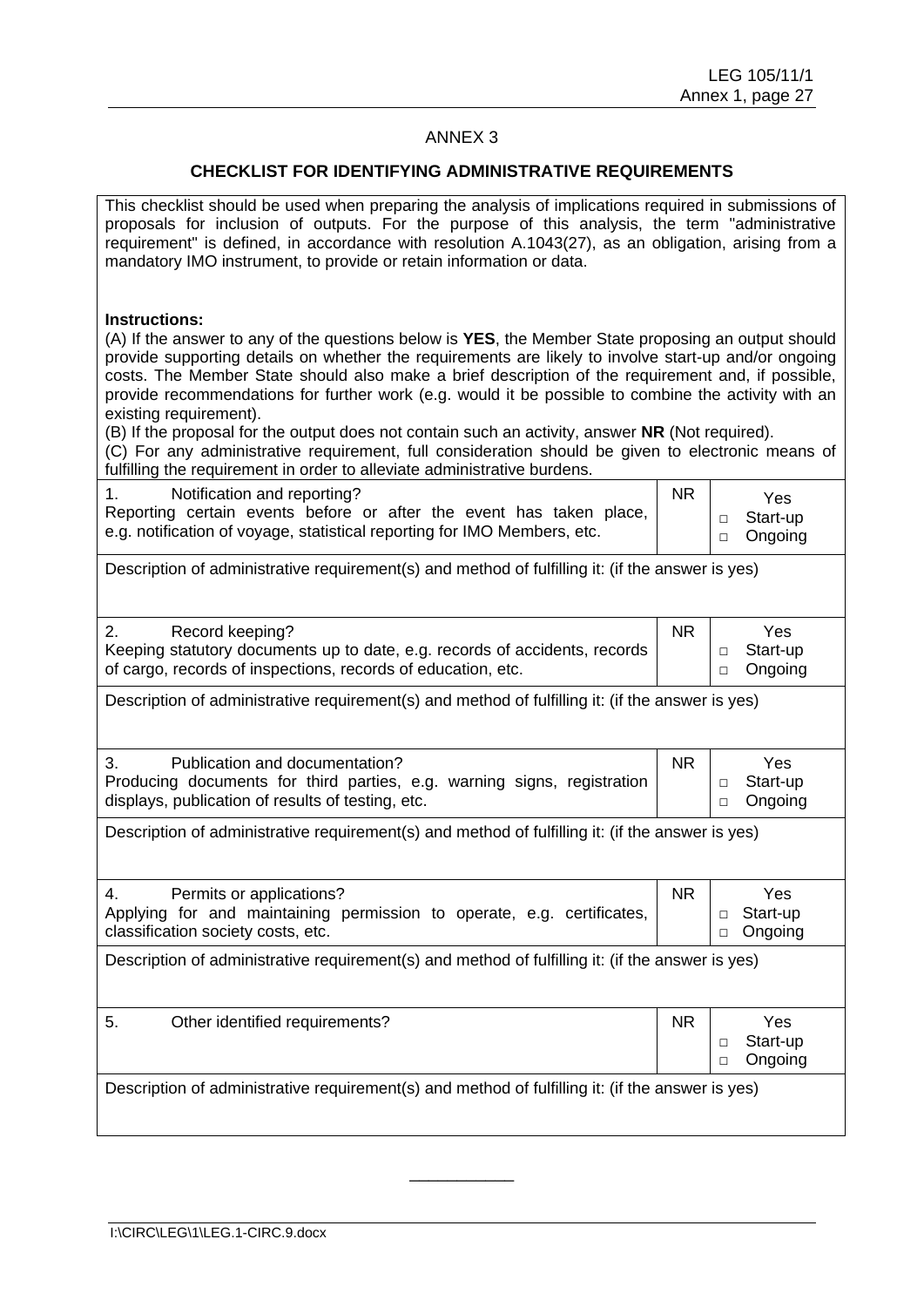ANNEX 3

## CHECKLIST FOR IDENTIFYING ADMINISTRATIVE REQUIREMENTS

This checklist should be used when preparing the analysis of implications required in submissions of proposals for inclusion of outputs. For the purpose of this analysis, the term "administrative requirement" is defined, in accordance with resolution A.1043(27), as an obligation, arising from a mandatory IMO instrument, to provide or retain information or data.

**Instructions:**

(A) If the answer to any of the questions below is **YES**, the Member State proposing an output should provide supporting details on whether the requirements are likely to involve start-up and/or ongoing costs. The Member State should also make a brief description of the requirement and, if possible, provide recommendations for further work (e.g. would it be possible to combine the activity with an existing requirement).

(B) If the proposal for the output does not contain such an activity, answer **NR** (Not required).

(C) For any administrative requirement, full consideration should be given to electronic means of fulfilling the requirement in order to alleviate administrative burdens.

| | | |
|---|---|---|
| 1. Notification and reporting?<br>Reporting certain events before or after the event has taken place, e.g. notification of voyage, statistical reporting for IMO Members, etc. | NR | Yes<br>□ Start-up<br>□ Ongoing |
| Description of administrative requirement(s) and method of fulfilling it: (if the answer is yes) | | |
| 2. Record keeping?<br>Keeping statutory documents up to date, e.g. records of accidents, records of cargo, records of inspections, records of education, etc. | NR | Yes<br>□ Start-up<br>□ Ongoing |
| Description of administrative requirement(s) and method of fulfilling it: (if the answer is yes) | | |
| 3. Publication and documentation?<br>Producing documents for third parties, e.g. warning signs, registration displays, publication of results of testing, etc. | NR | Yes<br>□ Start-up<br>□ Ongoing |
| Description of administrative requirement(s) and method of fulfilling it: (if the answer is yes) | | |
| 4. Permits or applications?<br>Applying for and maintaining permission to operate, e.g. certificates, classification society costs, etc. | NR | Yes<br>□ Start-up<br>□ Ongoing |
| Description of administrative requirement(s) and method of fulfilling it: (if the answer is yes) | | |
| 5. Other identified requirements? | NR | Yes<br>□ Start-up<br>□ Ongoing |
| Description of administrative requirement(s) and method of fulfilling it: (if the answer is yes) | | |

___________